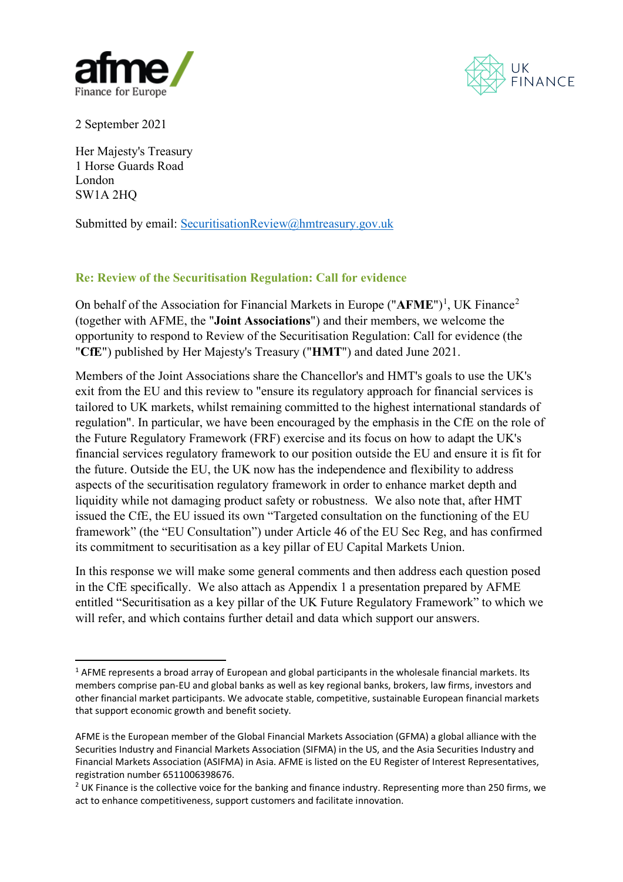2 September 2021

Her Majesty's Treasury
1 Horse Guards Road
London
SW1A 2HQ

Submitted by email: SecuritisationReview@hmtreasury.gov.uk

## Re: Review of the Securitisation Regulation: Call for evidence

On behalf of the Association for Financial Markets in Europe ("**AFME**")[1], UK Finance[2] (together with AFME, the "**Joint Associations**") and their members, we welcome the opportunity to respond to Review of the Securitisation Regulation: Call for evidence (the "**CfE**") published by Her Majesty's Treasury ("**HMT**") and dated June 2021.

Members of the Joint Associations share the Chancellor's and HMT's goals to use the UK's exit from the EU and this review to "ensure its regulatory approach for financial services is tailored to UK markets, whilst remaining committed to the highest international standards of regulation". In particular, we have been encouraged by the emphasis in the CfE on the role of the Future Regulatory Framework (FRF) exercise and its focus on how to adapt the UK's financial services regulatory framework to our position outside the EU and ensure it is fit for the future. Outside the EU, the UK now has the independence and flexibility to address aspects of the securitisation regulatory framework in order to enhance market depth and liquidity while not damaging product safety or robustness. We also note that, after HMT issued the CfE, the EU issued its own "Targeted consultation on the functioning of the EU framework" (the "EU Consultation") under Article 46 of the EU Sec Reg, and has confirmed its commitment to securitisation as a key pillar of EU Capital Markets Union.

In this response we will make some general comments and then address each question posed in the CfE specifically. We also attach as Appendix 1 a presentation prepared by AFME entitled "Securitisation as a key pillar of the UK Future Regulatory Framework" to which we will refer, and which contains further detail and data which support our answers.

---

[1] AFME represents a broad array of European and global participants in the wholesale financial markets. Its members comprise pan-EU and global banks as well as key regional banks, brokers, law firms, investors and other financial market participants. We advocate stable, competitive, sustainable European financial markets that support economic growth and benefit society.

AFME is the European member of the Global Financial Markets Association (GFMA) a global alliance with the Securities Industry and Financial Markets Association (SIFMA) in the US, and the Asia Securities Industry and Financial Markets Association (ASIFMA) in Asia. AFME is listed on the EU Register of Interest Representatives, registration number 6511006398676.

[2] UK Finance is the collective voice for the banking and finance industry. Representing more than 250 firms, we act to enhance competitiveness, support customers and facilitate innovation.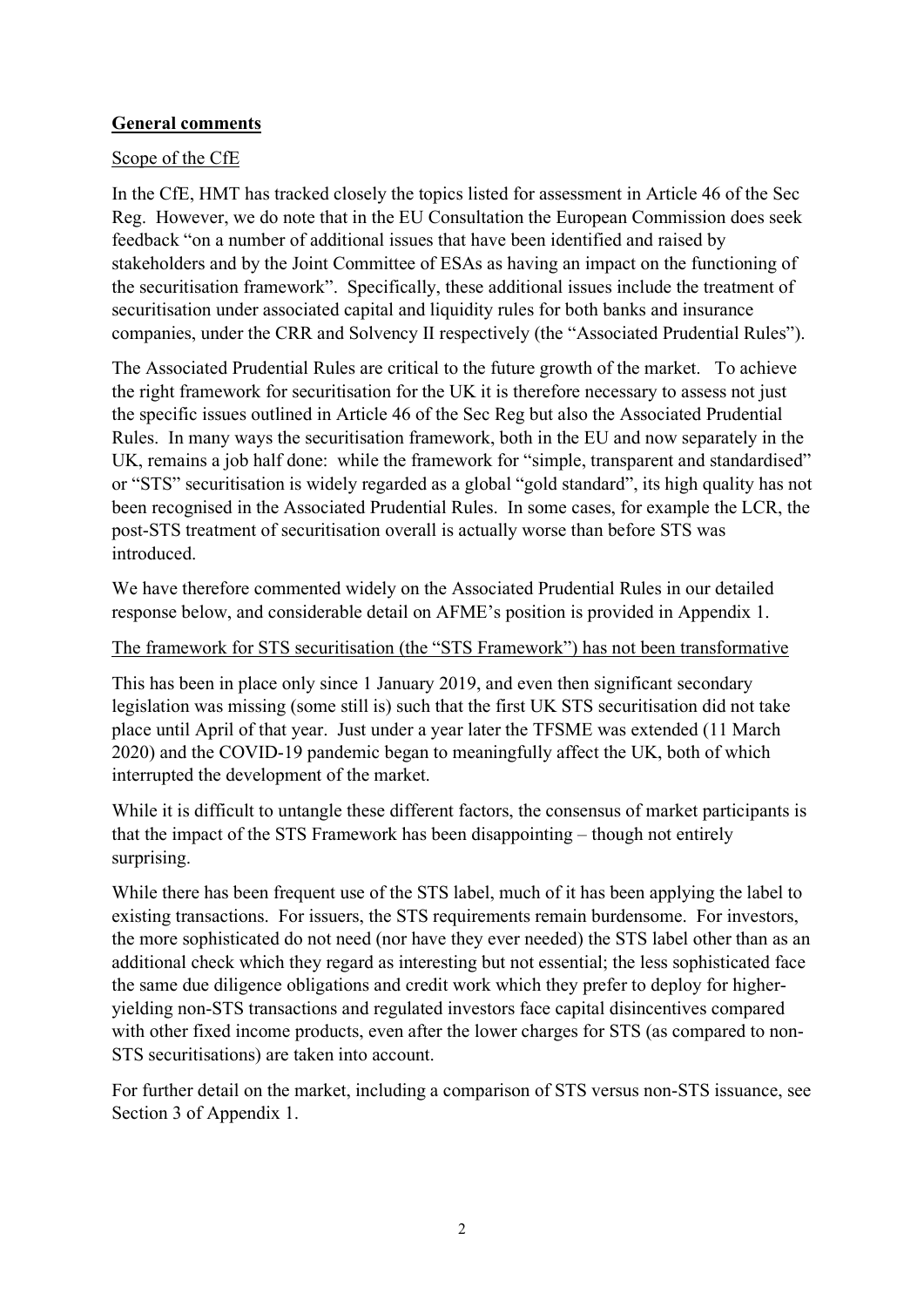## General comments

Scope of the CfE

In the CfE, HMT has tracked closely the topics listed for assessment in Article 46 of the Sec Reg. However, we do note that in the EU Consultation the European Commission does seek feedback "on a number of additional issues that have been identified and raised by stakeholders and by the Joint Committee of ESAs as having an impact on the functioning of the securitisation framework". Specifically, these additional issues include the treatment of securitisation under associated capital and liquidity rules for both banks and insurance companies, under the CRR and Solvency II respectively (the "Associated Prudential Rules").

The Associated Prudential Rules are critical to the future growth of the market. To achieve the right framework for securitisation for the UK it is therefore necessary to assess not just the specific issues outlined in Article 46 of the Sec Reg but also the Associated Prudential Rules. In many ways the securitisation framework, both in the EU and now separately in the UK, remains a job half done: while the framework for "simple, transparent and standardised" or "STS" securitisation is widely regarded as a global "gold standard", its high quality has not been recognised in the Associated Prudential Rules. In some cases, for example the LCR, the post-STS treatment of securitisation overall is actually worse than before STS was introduced.

We have therefore commented widely on the Associated Prudential Rules in our detailed response below, and considerable detail on AFME's position is provided in Appendix 1.

The framework for STS securitisation (the "STS Framework") has not been transformative

This has been in place only since 1 January 2019, and even then significant secondary legislation was missing (some still is) such that the first UK STS securitisation did not take place until April of that year. Just under a year later the TFSME was extended (11 March 2020) and the COVID-19 pandemic began to meaningfully affect the UK, both of which interrupted the development of the market.

While it is difficult to untangle these different factors, the consensus of market participants is that the impact of the STS Framework has been disappointing – though not entirely surprising.

While there has been frequent use of the STS label, much of it has been applying the label to existing transactions. For issuers, the STS requirements remain burdensome. For investors, the more sophisticated do not need (nor have they ever needed) the STS label other than as an additional check which they regard as interesting but not essential; the less sophisticated face the same due diligence obligations and credit work which they prefer to deploy for higher-yielding non-STS transactions and regulated investors face capital disincentives compared with other fixed income products, even after the lower charges for STS (as compared to non-STS securitisations) are taken into account.

For further detail on the market, including a comparison of STS versus non-STS issuance, see Section 3 of Appendix 1.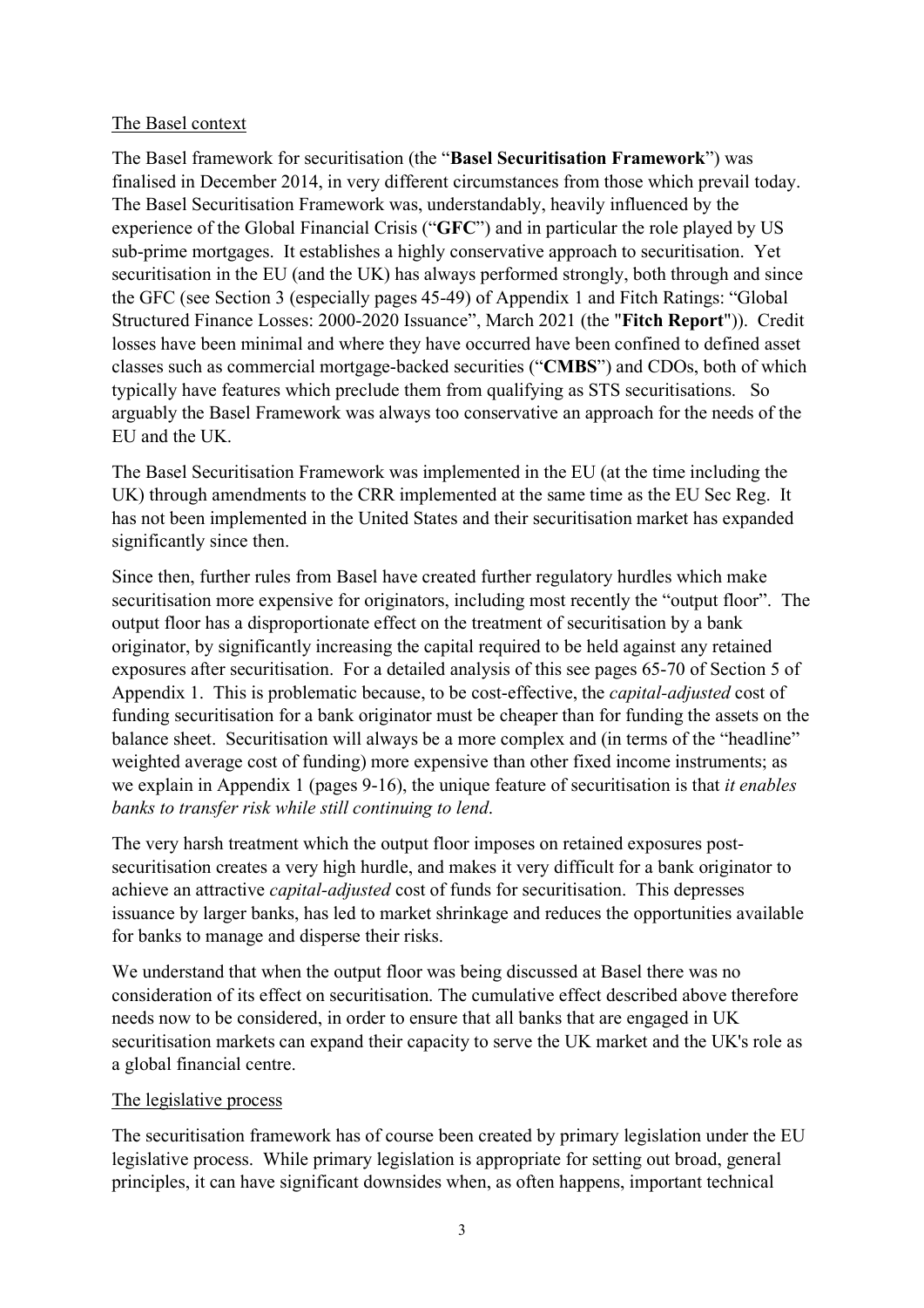The Basel context

The Basel framework for securitisation (the "**Basel Securitisation Framework**") was finalised in December 2014, in very different circumstances from those which prevail today. The Basel Securitisation Framework was, understandably, heavily influenced by the experience of the Global Financial Crisis ("**GFC**") and in particular the role played by US sub-prime mortgages. It establishes a highly conservative approach to securitisation. Yet securitisation in the EU (and the UK) has always performed strongly, both through and since the GFC (see Section 3 (especially pages 45-49) of Appendix 1 and Fitch Ratings: "Global Structured Finance Losses: 2000-2020 Issuance", March 2021 (the "**Fitch Report**")). Credit losses have been minimal and where they have occurred have been confined to defined asset classes such as commercial mortgage-backed securities ("**CMBS**") and CDOs, both of which typically have features which preclude them from qualifying as STS securitisations. So arguably the Basel Framework was always too conservative an approach for the needs of the EU and the UK.

The Basel Securitisation Framework was implemented in the EU (at the time including the UK) through amendments to the CRR implemented at the same time as the EU Sec Reg. It has not been implemented in the United States and their securitisation market has expanded significantly since then.

Since then, further rules from Basel have created further regulatory hurdles which make securitisation more expensive for originators, including most recently the "output floor". The output floor has a disproportionate effect on the treatment of securitisation by a bank originator, by significantly increasing the capital required to be held against any retained exposures after securitisation. For a detailed analysis of this see pages 65-70 of Section 5 of Appendix 1. This is problematic because, to be cost-effective, the *capital-adjusted* cost of funding securitisation for a bank originator must be cheaper than for funding the assets on the balance sheet. Securitisation will always be a more complex and (in terms of the "headline" weighted average cost of funding) more expensive than other fixed income instruments; as we explain in Appendix 1 (pages 9-16), the unique feature of securitisation is that *it enables banks to transfer risk while still continuing to lend*.

The very harsh treatment which the output floor imposes on retained exposures post-securitisation creates a very high hurdle, and makes it very difficult for a bank originator to achieve an attractive *capital-adjusted* cost of funds for securitisation. This depresses issuance by larger banks, has led to market shrinkage and reduces the opportunities available for banks to manage and disperse their risks.

We understand that when the output floor was being discussed at Basel there was no consideration of its effect on securitisation. The cumulative effect described above therefore needs now to be considered, in order to ensure that all banks that are engaged in UK securitisation markets can expand their capacity to serve the UK market and the UK's role as a global financial centre.

The legislative process

The securitisation framework has of course been created by primary legislation under the EU legislative process. While primary legislation is appropriate for setting out broad, general principles, it can have significant downsides when, as often happens, important technical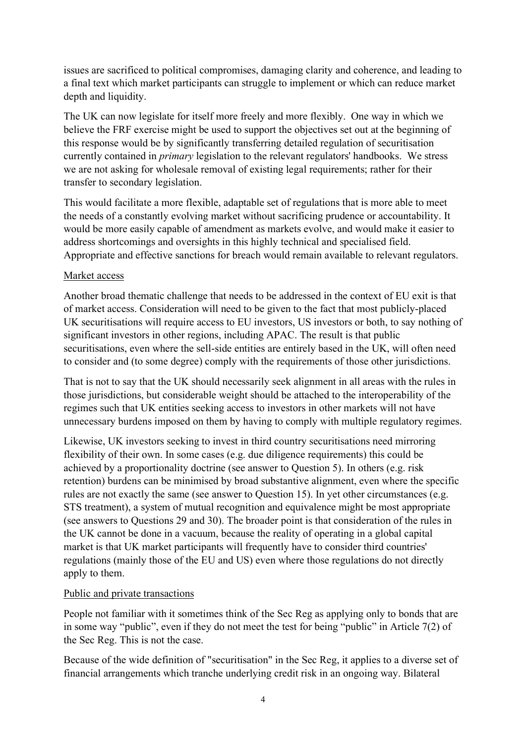issues are sacrificed to political compromises, damaging clarity and coherence, and leading to a final text which market participants can struggle to implement or which can reduce market depth and liquidity.

The UK can now legislate for itself more freely and more flexibly. One way in which we believe the FRF exercise might be used to support the objectives set out at the beginning of this response would be by significantly transferring detailed regulation of securitisation currently contained in *primary* legislation to the relevant regulators' handbooks. We stress we are not asking for wholesale removal of existing legal requirements; rather for their transfer to secondary legislation.

This would facilitate a more flexible, adaptable set of regulations that is more able to meet the needs of a constantly evolving market without sacrificing prudence or accountability. It would be more easily capable of amendment as markets evolve, and would make it easier to address shortcomings and oversights in this highly technical and specialised field. Appropriate and effective sanctions for breach would remain available to relevant regulators.

### Market access

Another broad thematic challenge that needs to be addressed in the context of EU exit is that of market access. Consideration will need to be given to the fact that most publicly-placed UK securitisations will require access to EU investors, US investors or both, to say nothing of significant investors in other regions, including APAC. The result is that public securitisations, even where the sell-side entities are entirely based in the UK, will often need to consider and (to some degree) comply with the requirements of those other jurisdictions.

That is not to say that the UK should necessarily seek alignment in all areas with the rules in those jurisdictions, but considerable weight should be attached to the interoperability of the regimes such that UK entities seeking access to investors in other markets will not have unnecessary burdens imposed on them by having to comply with multiple regulatory regimes.

Likewise, UK investors seeking to invest in third country securitisations need mirroring flexibility of their own. In some cases (e.g. due diligence requirements) this could be achieved by a proportionality doctrine (see answer to Question 5). In others (e.g. risk retention) burdens can be minimised by broad substantive alignment, even where the specific rules are not exactly the same (see answer to Question 15). In yet other circumstances (e.g. STS treatment), a system of mutual recognition and equivalence might be most appropriate (see answers to Questions 29 and 30). The broader point is that consideration of the rules in the UK cannot be done in a vacuum, because the reality of operating in a global capital market is that UK market participants will frequently have to consider third countries' regulations (mainly those of the EU and US) even where those regulations do not directly apply to them.

### Public and private transactions

People not familiar with it sometimes think of the Sec Reg as applying only to bonds that are in some way "public", even if they do not meet the test for being "public" in Article 7(2) of the Sec Reg. This is not the case.

Because of the wide definition of "securitisation" in the Sec Reg, it applies to a diverse set of financial arrangements which tranche underlying credit risk in an ongoing way. Bilateral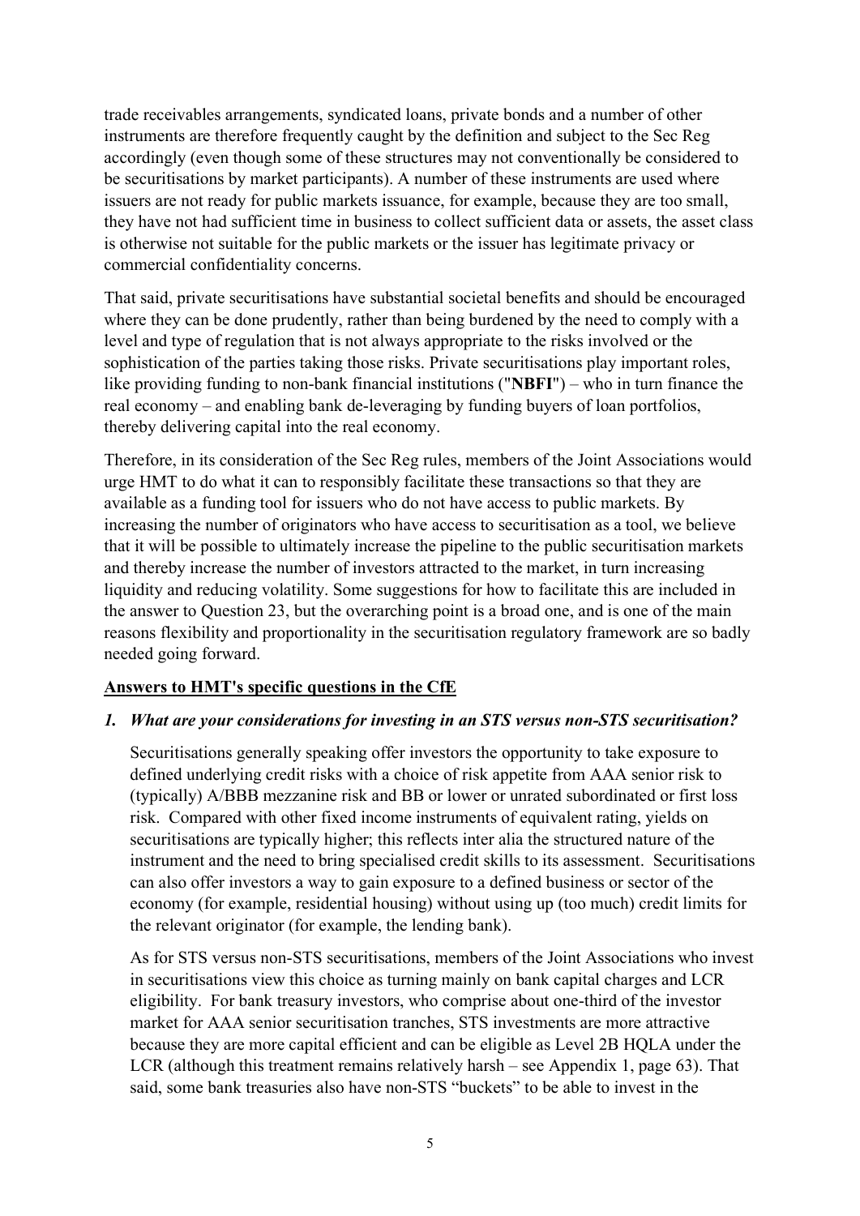trade receivables arrangements, syndicated loans, private bonds and a number of other instruments are therefore frequently caught by the definition and subject to the Sec Reg accordingly (even though some of these structures may not conventionally be considered to be securitisations by market participants). A number of these instruments are used where issuers are not ready for public markets issuance, for example, because they are too small, they have not had sufficient time in business to collect sufficient data or assets, the asset class is otherwise not suitable for the public markets or the issuer has legitimate privacy or commercial confidentiality concerns.

That said, private securitisations have substantial societal benefits and should be encouraged where they can be done prudently, rather than being burdened by the need to comply with a level and type of regulation that is not always appropriate to the risks involved or the sophistication of the parties taking those risks. Private securitisations play important roles, like providing funding to non-bank financial institutions ("**NBFI**") – who in turn finance the real economy – and enabling bank de-leveraging by funding buyers of loan portfolios, thereby delivering capital into the real economy.

Therefore, in its consideration of the Sec Reg rules, members of the Joint Associations would urge HMT to do what it can to responsibly facilitate these transactions so that they are available as a funding tool for issuers who do not have access to public markets. By increasing the number of originators who have access to securitisation as a tool, we believe that it will be possible to ultimately increase the pipeline to the public securitisation markets and thereby increase the number of investors attracted to the market, in turn increasing liquidity and reducing volatility. Some suggestions for how to facilitate this are included in the answer to Question 23, but the overarching point is a broad one, and is one of the main reasons flexibility and proportionality in the securitisation regulatory framework are so badly needed going forward.

**Answers to HMT's specific questions in the CfE**

***1. What are your considerations for investing in an STS versus non-STS securitisation?***

Securitisations generally speaking offer investors the opportunity to take exposure to defined underlying credit risks with a choice of risk appetite from AAA senior risk to (typically) A/BBB mezzanine risk and BB or lower or unrated subordinated or first loss risk. Compared with other fixed income instruments of equivalent rating, yields on securitisations are typically higher; this reflects inter alia the structured nature of the instrument and the need to bring specialised credit skills to its assessment. Securitisations can also offer investors a way to gain exposure to a defined business or sector of the economy (for example, residential housing) without using up (too much) credit limits for the relevant originator (for example, the lending bank).

As for STS versus non-STS securitisations, members of the Joint Associations who invest in securitisations view this choice as turning mainly on bank capital charges and LCR eligibility. For bank treasury investors, who comprise about one-third of the investor market for AAA senior securitisation tranches, STS investments are more attractive because they are more capital efficient and can be eligible as Level 2B HQLA under the LCR (although this treatment remains relatively harsh – see Appendix 1, page 63). That said, some bank treasuries also have non-STS "buckets" to be able to invest in the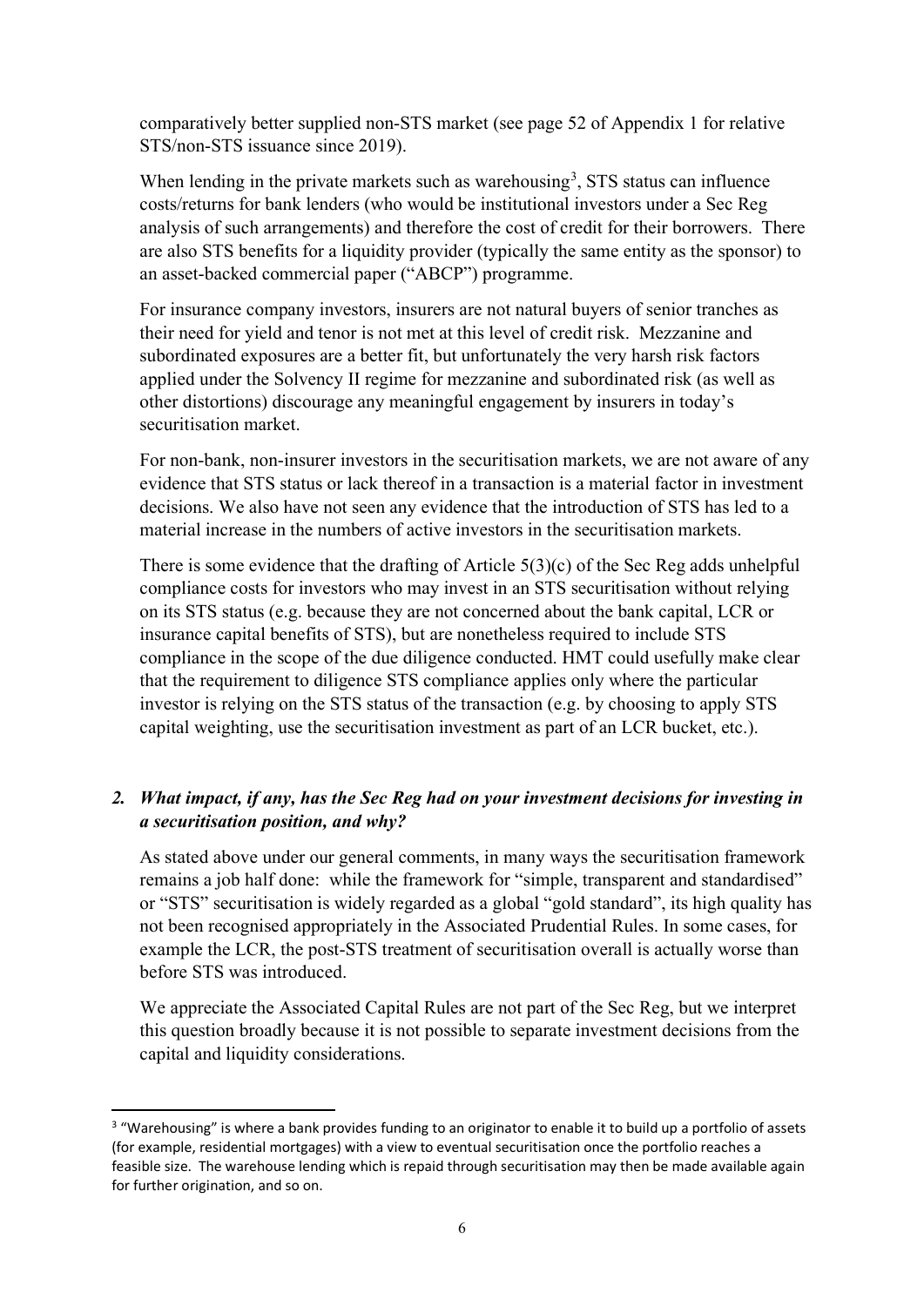comparatively better supplied non-STS market (see page 52 of Appendix 1 for relative STS/non-STS issuance since 2019).

When lending in the private markets such as warehousing[3], STS status can influence costs/returns for bank lenders (who would be institutional investors under a Sec Reg analysis of such arrangements) and therefore the cost of credit for their borrowers. There are also STS benefits for a liquidity provider (typically the same entity as the sponsor) to an asset-backed commercial paper ("ABCP") programme.

For insurance company investors, insurers are not natural buyers of senior tranches as their need for yield and tenor is not met at this level of credit risk. Mezzanine and subordinated exposures are a better fit, but unfortunately the very harsh risk factors applied under the Solvency II regime for mezzanine and subordinated risk (as well as other distortions) discourage any meaningful engagement by insurers in today's securitisation market.

For non-bank, non-insurer investors in the securitisation markets, we are not aware of any evidence that STS status or lack thereof in a transaction is a material factor in investment decisions. We also have not seen any evidence that the introduction of STS has led to a material increase in the numbers of active investors in the securitisation markets.

There is some evidence that the drafting of Article 5(3)(c) of the Sec Reg adds unhelpful compliance costs for investors who may invest in an STS securitisation without relying on its STS status (e.g. because they are not concerned about the bank capital, LCR or insurance capital benefits of STS), but are nonetheless required to include STS compliance in the scope of the due diligence conducted. HMT could usefully make clear that the requirement to diligence STS compliance applies only where the particular investor is relying on the STS status of the transaction (e.g. by choosing to apply STS capital weighting, use the securitisation investment as part of an LCR bucket, etc.).

### *2. What impact, if any, has the Sec Reg had on your investment decisions for investing in a securitisation position, and why?*

As stated above under our general comments, in many ways the securitisation framework remains a job half done: while the framework for "simple, transparent and standardised" or "STS" securitisation is widely regarded as a global "gold standard", its high quality has not been recognised appropriately in the Associated Prudential Rules. In some cases, for example the LCR, the post-STS treatment of securitisation overall is actually worse than before STS was introduced.

We appreciate the Associated Capital Rules are not part of the Sec Reg, but we interpret this question broadly because it is not possible to separate investment decisions from the capital and liquidity considerations.

---

[3] "Warehousing" is where a bank provides funding to an originator to enable it to build up a portfolio of assets (for example, residential mortgages) with a view to eventual securitisation once the portfolio reaches a feasible size. The warehouse lending which is repaid through securitisation may then be made available again for further origination, and so on.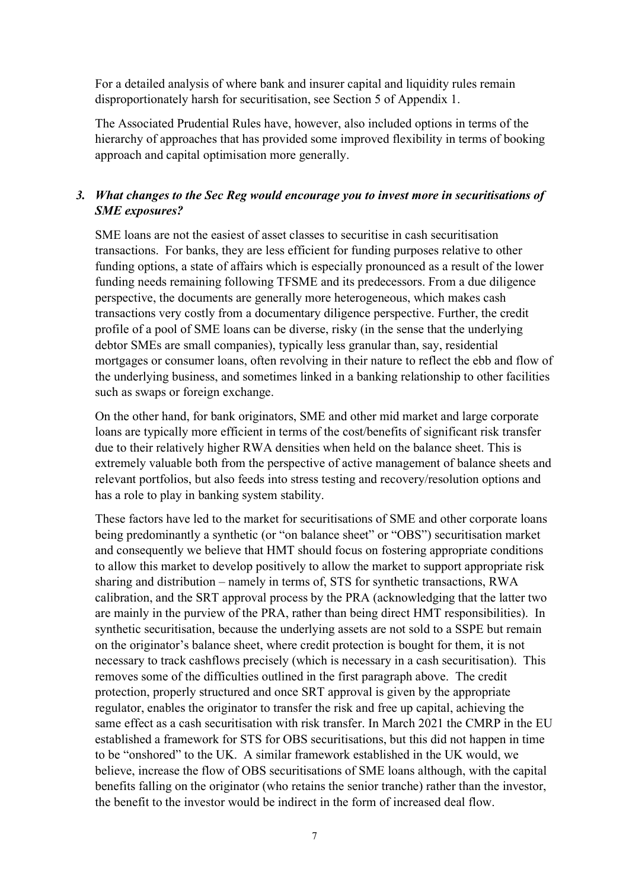For a detailed analysis of where bank and insurer capital and liquidity rules remain disproportionately harsh for securitisation, see Section 5 of Appendix 1.

The Associated Prudential Rules have, however, also included options in terms of the hierarchy of approaches that has provided some improved flexibility in terms of booking approach and capital optimisation more generally.

### 3. *What changes to the Sec Reg would encourage you to invest more in securitisations of SME exposures?*

SME loans are not the easiest of asset classes to securitise in cash securitisation transactions. For banks, they are less efficient for funding purposes relative to other funding options, a state of affairs which is especially pronounced as a result of the lower funding needs remaining following TFSME and its predecessors. From a due diligence perspective, the documents are generally more heterogeneous, which makes cash transactions very costly from a documentary diligence perspective. Further, the credit profile of a pool of SME loans can be diverse, risky (in the sense that the underlying debtor SMEs are small companies), typically less granular than, say, residential mortgages or consumer loans, often revolving in their nature to reflect the ebb and flow of the underlying business, and sometimes linked in a banking relationship to other facilities such as swaps or foreign exchange.

On the other hand, for bank originators, SME and other mid market and large corporate loans are typically more efficient in terms of the cost/benefits of significant risk transfer due to their relatively higher RWA densities when held on the balance sheet. This is extremely valuable both from the perspective of active management of balance sheets and relevant portfolios, but also feeds into stress testing and recovery/resolution options and has a role to play in banking system stability.

These factors have led to the market for securitisations of SME and other corporate loans being predominantly a synthetic (or "on balance sheet" or "OBS") securitisation market and consequently we believe that HMT should focus on fostering appropriate conditions to allow this market to develop positively to allow the market to support appropriate risk sharing and distribution – namely in terms of, STS for synthetic transactions, RWA calibration, and the SRT approval process by the PRA (acknowledging that the latter two are mainly in the purview of the PRA, rather than being direct HMT responsibilities). In synthetic securitisation, because the underlying assets are not sold to a SSPE but remain on the originator's balance sheet, where credit protection is bought for them, it is not necessary to track cashflows precisely (which is necessary in a cash securitisation). This removes some of the difficulties outlined in the first paragraph above. The credit protection, properly structured and once SRT approval is given by the appropriate regulator, enables the originator to transfer the risk and free up capital, achieving the same effect as a cash securitisation with risk transfer. In March 2021 the CMRP in the EU established a framework for STS for OBS securitisations, but this did not happen in time to be "onshored" to the UK. A similar framework established in the UK would, we believe, increase the flow of OBS securitisations of SME loans although, with the capital benefits falling on the originator (who retains the senior tranche) rather than the investor, the benefit to the investor would be indirect in the form of increased deal flow.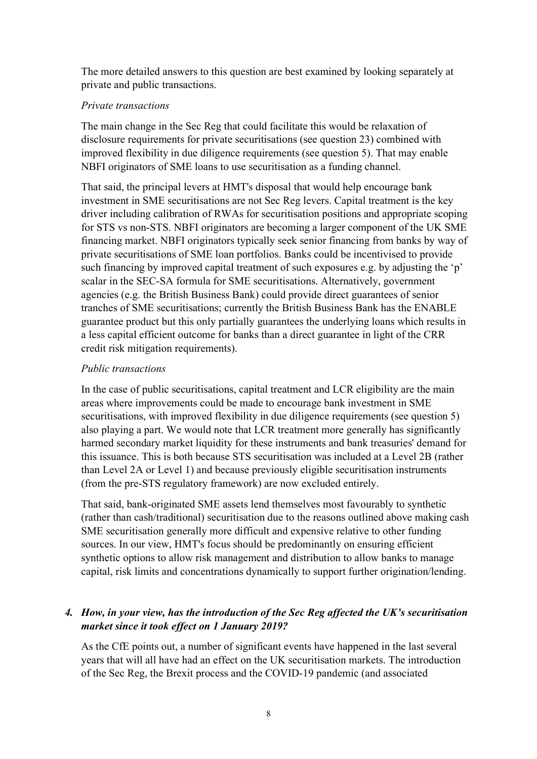The more detailed answers to this question are best examined by looking separately at private and public transactions.

*Private transactions*

The main change in the Sec Reg that could facilitate this would be relaxation of disclosure requirements for private securitisations (see question 23) combined with improved flexibility in due diligence requirements (see question 5). That may enable NBFI originators of SME loans to use securitisation as a funding channel.

That said, the principal levers at HMT's disposal that would help encourage bank investment in SME securitisations are not Sec Reg levers. Capital treatment is the key driver including calibration of RWAs for securitisation positions and appropriate scoping for STS vs non-STS. NBFI originators are becoming a larger component of the UK SME financing market. NBFI originators typically seek senior financing from banks by way of private securitisations of SME loan portfolios. Banks could be incentivised to provide such financing by improved capital treatment of such exposures e.g. by adjusting the 'p' scalar in the SEC-SA formula for SME securitisations. Alternatively, government agencies (e.g. the British Business Bank) could provide direct guarantees of senior tranches of SME securitisations; currently the British Business Bank has the ENABLE guarantee product but this only partially guarantees the underlying loans which results in a less capital efficient outcome for banks than a direct guarantee in light of the CRR credit risk mitigation requirements).

*Public transactions*

In the case of public securitisations, capital treatment and LCR eligibility are the main areas where improvements could be made to encourage bank investment in SME securitisations, with improved flexibility in due diligence requirements (see question 5) also playing a part. We would note that LCR treatment more generally has significantly harmed secondary market liquidity for these instruments and bank treasuries' demand for this issuance. This is both because STS securitisation was included at a Level 2B (rather than Level 2A or Level 1) and because previously eligible securitisation instruments (from the pre-STS regulatory framework) are now excluded entirely.

That said, bank-originated SME assets lend themselves most favourably to synthetic (rather than cash/traditional) securitisation due to the reasons outlined above making cash SME securitisation generally more difficult and expensive relative to other funding sources. In our view, HMT's focus should be predominantly on ensuring efficient synthetic options to allow risk management and distribution to allow banks to manage capital, risk limits and concentrations dynamically to support further origination/lending.

### *4. How, in your view, has the introduction of the Sec Reg affected the UK's securitisation market since it took effect on 1 January 2019?*

As the CfE points out, a number of significant events have happened in the last several years that will all have had an effect on the UK securitisation markets. The introduction of the Sec Reg, the Brexit process and the COVID-19 pandemic (and associated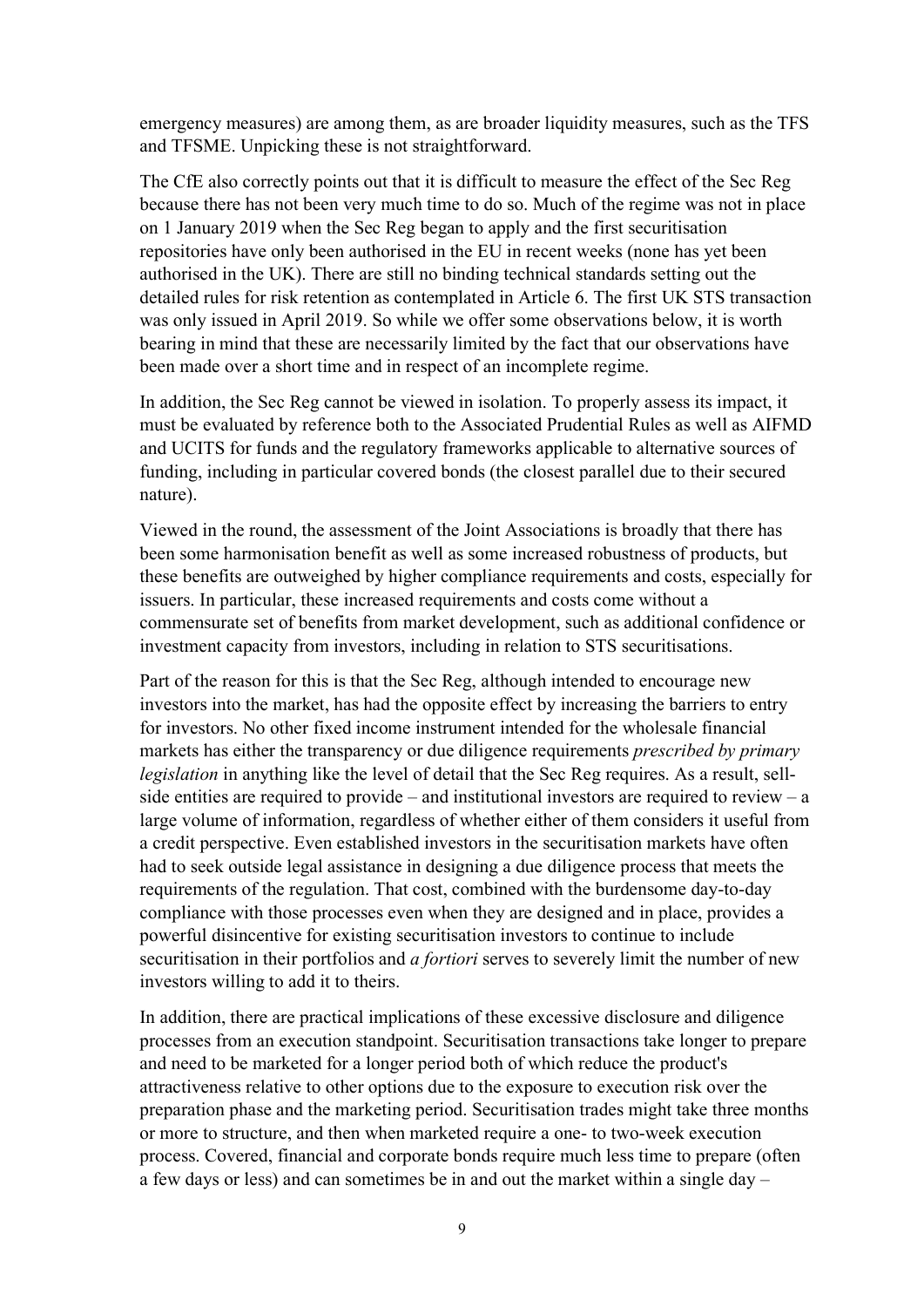emergency measures) are among them, as are broader liquidity measures, such as the TFS and TFSME. Unpicking these is not straightforward.

The CfE also correctly points out that it is difficult to measure the effect of the Sec Reg because there has not been very much time to do so. Much of the regime was not in place on 1 January 2019 when the Sec Reg began to apply and the first securitisation repositories have only been authorised in the EU in recent weeks (none has yet been authorised in the UK). There are still no binding technical standards setting out the detailed rules for risk retention as contemplated in Article 6. The first UK STS transaction was only issued in April 2019. So while we offer some observations below, it is worth bearing in mind that these are necessarily limited by the fact that our observations have been made over a short time and in respect of an incomplete regime.

In addition, the Sec Reg cannot be viewed in isolation. To properly assess its impact, it must be evaluated by reference both to the Associated Prudential Rules as well as AIFMD and UCITS for funds and the regulatory frameworks applicable to alternative sources of funding, including in particular covered bonds (the closest parallel due to their secured nature).

Viewed in the round, the assessment of the Joint Associations is broadly that there has been some harmonisation benefit as well as some increased robustness of products, but these benefits are outweighed by higher compliance requirements and costs, especially for issuers. In particular, these increased requirements and costs come without a commensurate set of benefits from market development, such as additional confidence or investment capacity from investors, including in relation to STS securitisations.

Part of the reason for this is that the Sec Reg, although intended to encourage new investors into the market, has had the opposite effect by increasing the barriers to entry for investors. No other fixed income instrument intended for the wholesale financial markets has either the transparency or due diligence requirements *prescribed by primary legislation* in anything like the level of detail that the Sec Reg requires. As a result, sell-side entities are required to provide – and institutional investors are required to review – a large volume of information, regardless of whether either of them considers it useful from a credit perspective. Even established investors in the securitisation markets have often had to seek outside legal assistance in designing a due diligence process that meets the requirements of the regulation. That cost, combined with the burdensome day-to-day compliance with those processes even when they are designed and in place, provides a powerful disincentive for existing securitisation investors to continue to include securitisation in their portfolios and *a fortiori* serves to severely limit the number of new investors willing to add it to theirs.

In addition, there are practical implications of these excessive disclosure and diligence processes from an execution standpoint. Securitisation transactions take longer to prepare and need to be marketed for a longer period both of which reduce the product's attractiveness relative to other options due to the exposure to execution risk over the preparation phase and the marketing period. Securitisation trades might take three months or more to structure, and then when marketed require a one- to two-week execution process. Covered, financial and corporate bonds require much less time to prepare (often a few days or less) and can sometimes be in and out the market within a single day –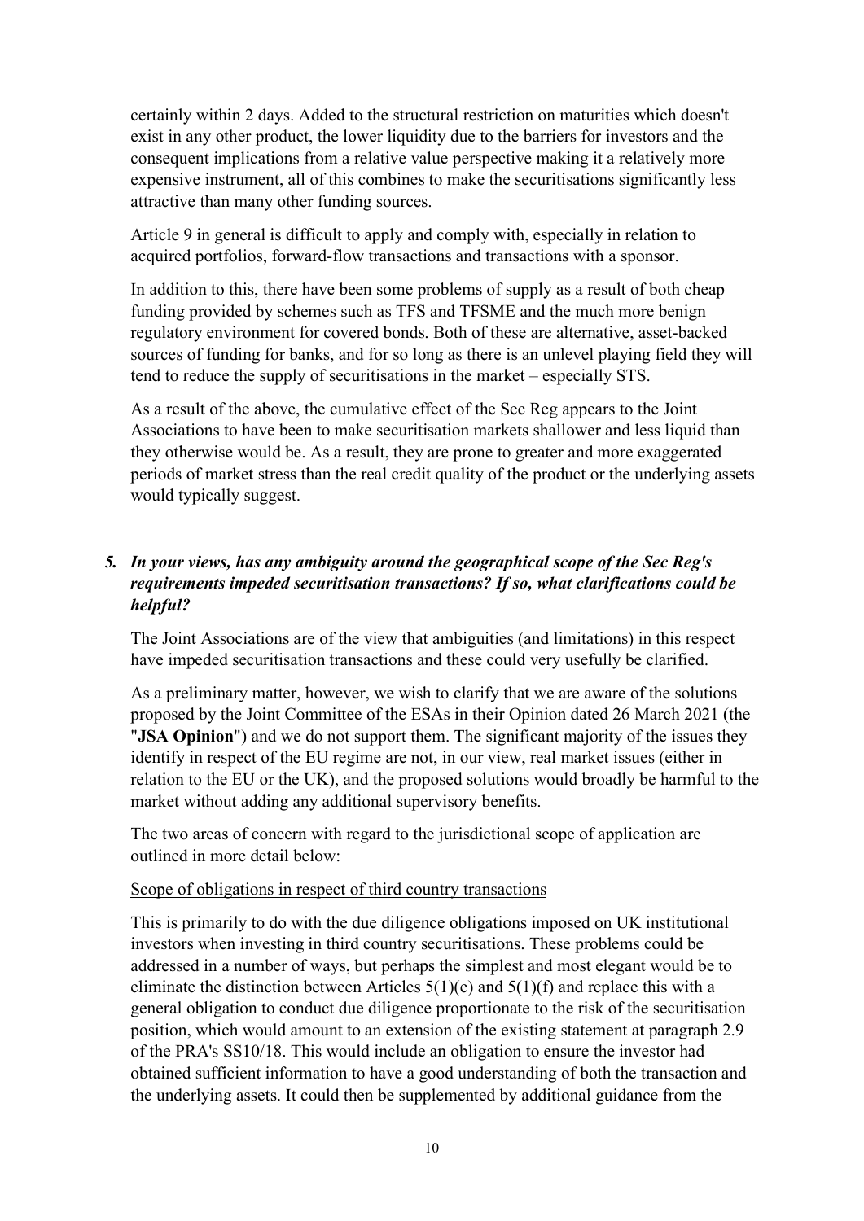certainly within 2 days. Added to the structural restriction on maturities which doesn't exist in any other product, the lower liquidity due to the barriers for investors and the consequent implications from a relative value perspective making it a relatively more expensive instrument, all of this combines to make the securitisations significantly less attractive than many other funding sources.

Article 9 in general is difficult to apply and comply with, especially in relation to acquired portfolios, forward-flow transactions and transactions with a sponsor.

In addition to this, there have been some problems of supply as a result of both cheap funding provided by schemes such as TFS and TFSME and the much more benign regulatory environment for covered bonds. Both of these are alternative, asset-backed sources of funding for banks, and for so long as there is an unlevel playing field they will tend to reduce the supply of securitisations in the market – especially STS.

As a result of the above, the cumulative effect of the Sec Reg appears to the Joint Associations to have been to make securitisation markets shallower and less liquid than they otherwise would be. As a result, they are prone to greater and more exaggerated periods of market stress than the real credit quality of the product or the underlying assets would typically suggest.

5. ***In your views, has any ambiguity around the geographical scope of the Sec Reg's requirements impeded securitisation transactions? If so, what clarifications could be helpful?***

The Joint Associations are of the view that ambiguities (and limitations) in this respect have impeded securitisation transactions and these could very usefully be clarified.

As a preliminary matter, however, we wish to clarify that we are aware of the solutions proposed by the Joint Committee of the ESAs in their Opinion dated 26 March 2021 (the "**JSA Opinion**") and we do not support them. The significant majority of the issues they identify in respect of the EU regime are not, in our view, real market issues (either in relation to the EU or the UK), and the proposed solutions would broadly be harmful to the market without adding any additional supervisory benefits.

The two areas of concern with regard to the jurisdictional scope of application are outlined in more detail below:

<u>Scope of obligations in respect of third country transactions</u>

This is primarily to do with the due diligence obligations imposed on UK institutional investors when investing in third country securitisations. These problems could be addressed in a number of ways, but perhaps the simplest and most elegant would be to eliminate the distinction between Articles 5(1)(e) and 5(1)(f) and replace this with a general obligation to conduct due diligence proportionate to the risk of the securitisation position, which would amount to an extension of the existing statement at paragraph 2.9 of the PRA's SS10/18. This would include an obligation to ensure the investor had obtained sufficient information to have a good understanding of both the transaction and the underlying assets. It could then be supplemented by additional guidance from the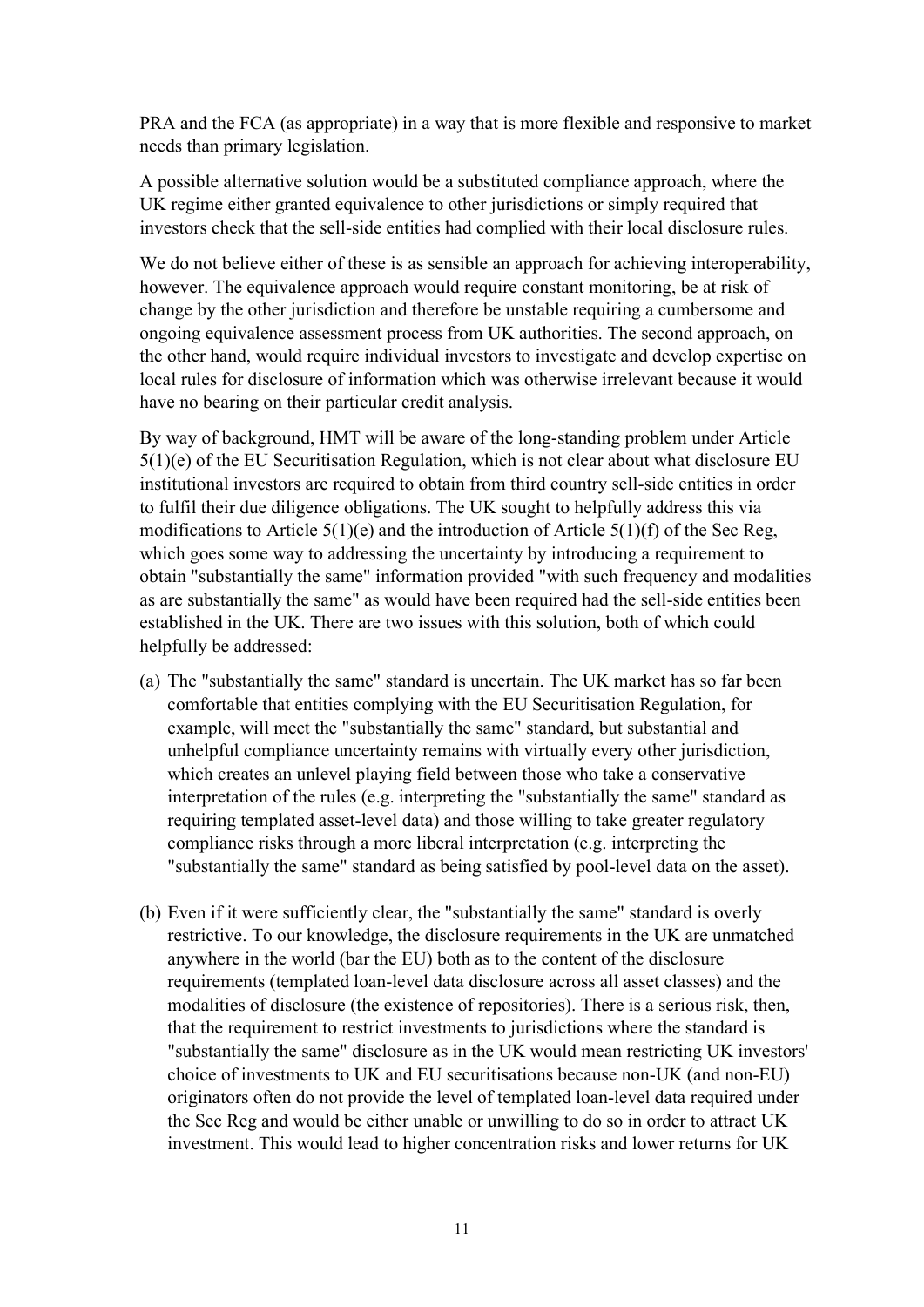PRA and the FCA (as appropriate) in a way that is more flexible and responsive to market needs than primary legislation.

A possible alternative solution would be a substituted compliance approach, where the UK regime either granted equivalence to other jurisdictions or simply required that investors check that the sell-side entities had complied with their local disclosure rules.

We do not believe either of these is as sensible an approach for achieving interoperability, however. The equivalence approach would require constant monitoring, be at risk of change by the other jurisdiction and therefore be unstable requiring a cumbersome and ongoing equivalence assessment process from UK authorities. The second approach, on the other hand, would require individual investors to investigate and develop expertise on local rules for disclosure of information which was otherwise irrelevant because it would have no bearing on their particular credit analysis.

By way of background, HMT will be aware of the long-standing problem under Article 5(1)(e) of the EU Securitisation Regulation, which is not clear about what disclosure EU institutional investors are required to obtain from third country sell-side entities in order to fulfil their due diligence obligations. The UK sought to helpfully address this via modifications to Article 5(1)(e) and the introduction of Article 5(1)(f) of the Sec Reg, which goes some way to addressing the uncertainty by introducing a requirement to obtain "substantially the same" information provided "with such frequency and modalities as are substantially the same" as would have been required had the sell-side entities been established in the UK. There are two issues with this solution, both of which could helpfully be addressed:

(a) The "substantially the same" standard is uncertain. The UK market has so far been comfortable that entities complying with the EU Securitisation Regulation, for example, will meet the "substantially the same" standard, but substantial and unhelpful compliance uncertainty remains with virtually every other jurisdiction, which creates an unlevel playing field between those who take a conservative interpretation of the rules (e.g. interpreting the "substantially the same" standard as requiring templated asset-level data) and those willing to take greater regulatory compliance risks through a more liberal interpretation (e.g. interpreting the "substantially the same" standard as being satisfied by pool-level data on the asset).

(b) Even if it were sufficiently clear, the "substantially the same" standard is overly restrictive. To our knowledge, the disclosure requirements in the UK are unmatched anywhere in the world (bar the EU) both as to the content of the disclosure requirements (templated loan-level data disclosure across all asset classes) and the modalities of disclosure (the existence of repositories). There is a serious risk, then, that the requirement to restrict investments to jurisdictions where the standard is "substantially the same" disclosure as in the UK would mean restricting UK investors' choice of investments to UK and EU securitisations because non-UK (and non-EU) originators often do not provide the level of templated loan-level data required under the Sec Reg and would be either unable or unwilling to do so in order to attract UK investment. This would lead to higher concentration risks and lower returns for UK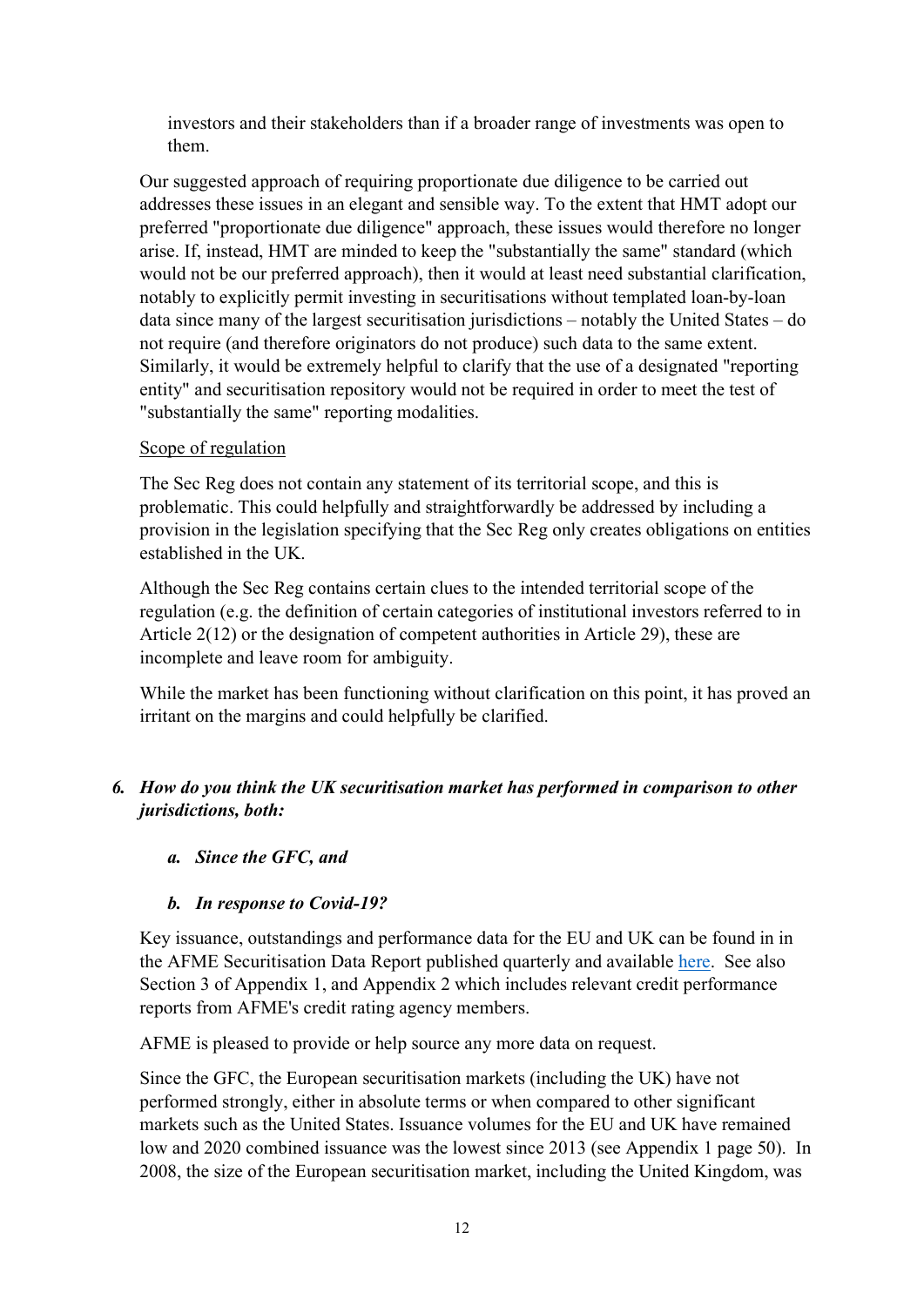investors and their stakeholders than if a broader range of investments was open to them.

Our suggested approach of requiring proportionate due diligence to be carried out addresses these issues in an elegant and sensible way. To the extent that HMT adopt our preferred "proportionate due diligence" approach, these issues would therefore no longer arise. If, instead, HMT are minded to keep the "substantially the same" standard (which would not be our preferred approach), then it would at least need substantial clarification, notably to explicitly permit investing in securitisations without templated loan-by-loan data since many of the largest securitisation jurisdictions – notably the United States – do not require (and therefore originators do not produce) such data to the same extent. Similarly, it would be extremely helpful to clarify that the use of a designated "reporting entity" and securitisation repository would not be required in order to meet the test of "substantially the same" reporting modalities.

Scope of regulation

The Sec Reg does not contain any statement of its territorial scope, and this is problematic. This could helpfully and straightforwardly be addressed by including a provision in the legislation specifying that the Sec Reg only creates obligations on entities established in the UK.

Although the Sec Reg contains certain clues to the intended territorial scope of the regulation (e.g. the definition of certain categories of institutional investors referred to in Article 2(12) or the designation of competent authorities in Article 29), these are incomplete and leave room for ambiguity.

While the market has been functioning without clarification on this point, it has proved an irritant on the margins and could helpfully be clarified.

***6. How do you think the UK securitisation market has performed in comparison to other jurisdictions, both:***

***a. Since the GFC, and***

***b. In response to Covid-19?***

Key issuance, outstandings and performance data for the EU and UK can be found in in the AFME Securitisation Data Report published quarterly and available here. See also Section 3 of Appendix 1, and Appendix 2 which includes relevant credit performance reports from AFME's credit rating agency members.

AFME is pleased to provide or help source any more data on request.

Since the GFC, the European securitisation markets (including the UK) have not performed strongly, either in absolute terms or when compared to other significant markets such as the United States. Issuance volumes for the EU and UK have remained low and 2020 combined issuance was the lowest since 2013 (see Appendix 1 page 50). In 2008, the size of the European securitisation market, including the United Kingdom, was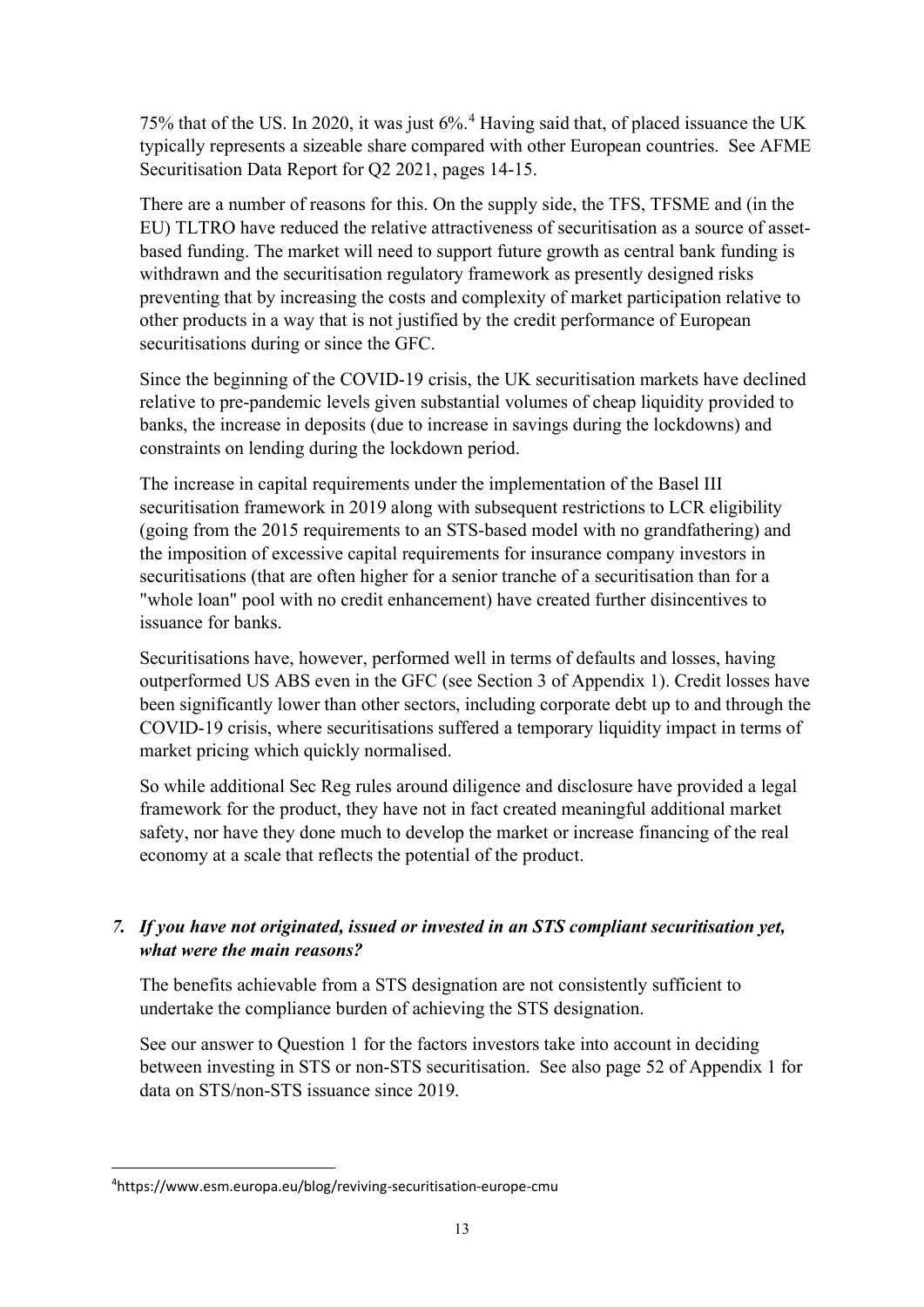75% that of the US. In 2020, it was just 6%.[4] Having said that, of placed issuance the UK typically represents a sizeable share compared with other European countries. See AFME Securitisation Data Report for Q2 2021, pages 14-15.

There are a number of reasons for this. On the supply side, the TFS, TFSME and (in the EU) TLTRO have reduced the relative attractiveness of securitisation as a source of asset-based funding. The market will need to support future growth as central bank funding is withdrawn and the securitisation regulatory framework as presently designed risks preventing that by increasing the costs and complexity of market participation relative to other products in a way that is not justified by the credit performance of European securitisations during or since the GFC.

Since the beginning of the COVID-19 crisis, the UK securitisation markets have declined relative to pre-pandemic levels given substantial volumes of cheap liquidity provided to banks, the increase in deposits (due to increase in savings during the lockdowns) and constraints on lending during the lockdown period.

The increase in capital requirements under the implementation of the Basel III securitisation framework in 2019 along with subsequent restrictions to LCR eligibility (going from the 2015 requirements to an STS-based model with no grandfathering) and the imposition of excessive capital requirements for insurance company investors in securitisations (that are often higher for a senior tranche of a securitisation than for a "whole loan" pool with no credit enhancement) have created further disincentives to issuance for banks.

Securitisations have, however, performed well in terms of defaults and losses, having outperformed US ABS even in the GFC (see Section 3 of Appendix 1). Credit losses have been significantly lower than other sectors, including corporate debt up to and through the COVID-19 crisis, where securitisations suffered a temporary liquidity impact in terms of market pricing which quickly normalised.

So while additional Sec Reg rules around diligence and disclosure have provided a legal framework for the product, they have not in fact created meaningful additional market safety, nor have they done much to develop the market or increase financing of the real economy at a scale that reflects the potential of the product.

### *7. If you have not originated, issued or invested in an STS compliant securitisation yet, what were the main reasons?*

The benefits achievable from a STS designation are not consistently sufficient to undertake the compliance burden of achieving the STS designation.

See our answer to Question 1 for the factors investors take into account in deciding between investing in STS or non-STS securitisation. See also page 52 of Appendix 1 for data on STS/non-STS issuance since 2019.

---

[4] https://www.esm.europa.eu/blog/reviving-securitisation-europe-cmu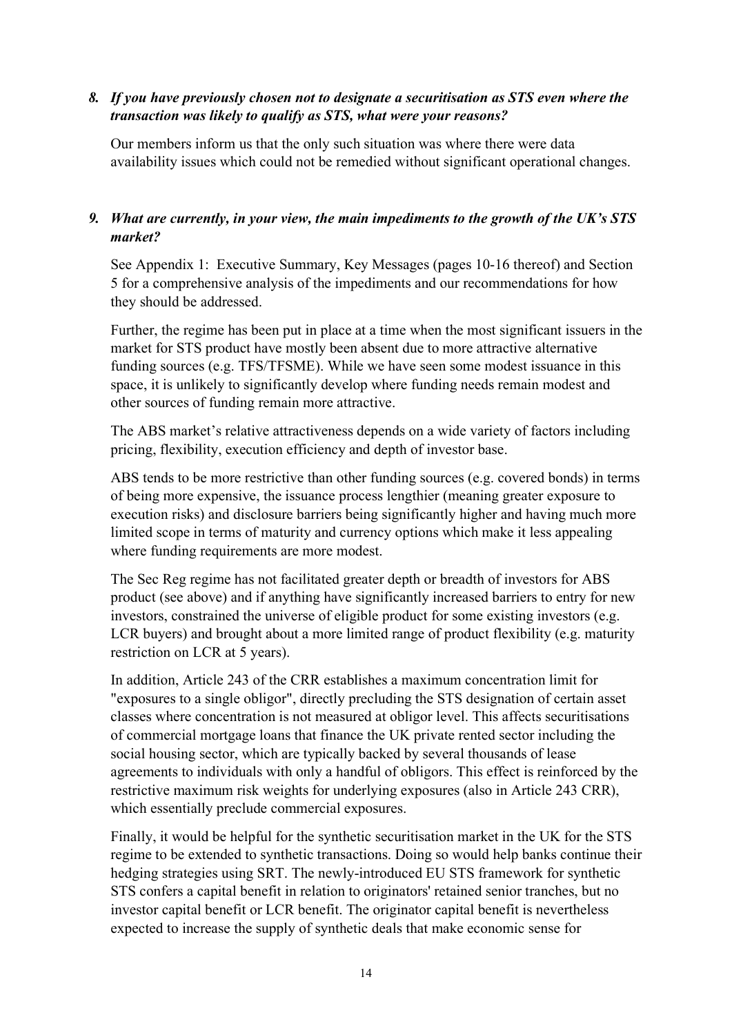*8. If you have previously chosen not to designate a securitisation as STS even where the transaction was likely to qualify as STS, what were your reasons?*

Our members inform us that the only such situation was where there were data availability issues which could not be remedied without significant operational changes.

*9. What are currently, in your view, the main impediments to the growth of the UK's STS market?*

See Appendix 1: Executive Summary, Key Messages (pages 10-16 thereof) and Section 5 for a comprehensive analysis of the impediments and our recommendations for how they should be addressed.

Further, the regime has been put in place at a time when the most significant issuers in the market for STS product have mostly been absent due to more attractive alternative funding sources (e.g. TFS/TFSME). While we have seen some modest issuance in this space, it is unlikely to significantly develop where funding needs remain modest and other sources of funding remain more attractive.

The ABS market's relative attractiveness depends on a wide variety of factors including pricing, flexibility, execution efficiency and depth of investor base.

ABS tends to be more restrictive than other funding sources (e.g. covered bonds) in terms of being more expensive, the issuance process lengthier (meaning greater exposure to execution risks) and disclosure barriers being significantly higher and having much more limited scope in terms of maturity and currency options which make it less appealing where funding requirements are more modest.

The Sec Reg regime has not facilitated greater depth or breadth of investors for ABS product (see above) and if anything have significantly increased barriers to entry for new investors, constrained the universe of eligible product for some existing investors (e.g. LCR buyers) and brought about a more limited range of product flexibility (e.g. maturity restriction on LCR at 5 years).

In addition, Article 243 of the CRR establishes a maximum concentration limit for "exposures to a single obligor", directly precluding the STS designation of certain asset classes where concentration is not measured at obligor level. This affects securitisations of commercial mortgage loans that finance the UK private rented sector including the social housing sector, which are typically backed by several thousands of lease agreements to individuals with only a handful of obligors. This effect is reinforced by the restrictive maximum risk weights for underlying exposures (also in Article 243 CRR), which essentially preclude commercial exposures.

Finally, it would be helpful for the synthetic securitisation market in the UK for the STS regime to be extended to synthetic transactions. Doing so would help banks continue their hedging strategies using SRT. The newly-introduced EU STS framework for synthetic STS confers a capital benefit in relation to originators' retained senior tranches, but no investor capital benefit or LCR benefit. The originator capital benefit is nevertheless expected to increase the supply of synthetic deals that make economic sense for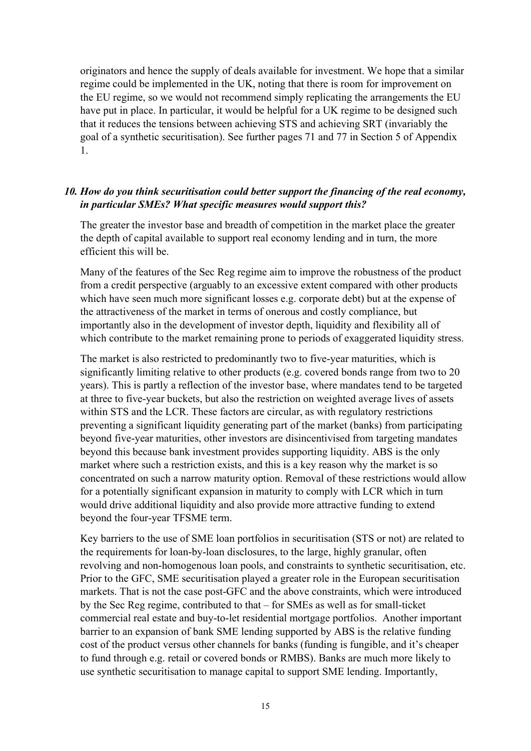originators and hence the supply of deals available for investment. We hope that a similar regime could be implemented in the UK, noting that there is room for improvement on the EU regime, so we would not recommend simply replicating the arrangements the EU have put in place. In particular, it would be helpful for a UK regime to be designed such that it reduces the tensions between achieving STS and achieving SRT (invariably the goal of a synthetic securitisation). See further pages 71 and 77 in Section 5 of Appendix 1.

### *10. How do you think securitisation could better support the financing of the real economy, in particular SMEs? What specific measures would support this?*

The greater the investor base and breadth of competition in the market place the greater the depth of capital available to support real economy lending and in turn, the more efficient this will be.

Many of the features of the Sec Reg regime aim to improve the robustness of the product from a credit perspective (arguably to an excessive extent compared with other products which have seen much more significant losses e.g. corporate debt) but at the expense of the attractiveness of the market in terms of onerous and costly compliance, but importantly also in the development of investor depth, liquidity and flexibility all of which contribute to the market remaining prone to periods of exaggerated liquidity stress.

The market is also restricted to predominantly two to five-year maturities, which is significantly limiting relative to other products (e.g. covered bonds range from two to 20 years). This is partly a reflection of the investor base, where mandates tend to be targeted at three to five-year buckets, but also the restriction on weighted average lives of assets within STS and the LCR. These factors are circular, as with regulatory restrictions preventing a significant liquidity generating part of the market (banks) from participating beyond five-year maturities, other investors are disincentivised from targeting mandates beyond this because bank investment provides supporting liquidity. ABS is the only market where such a restriction exists, and this is a key reason why the market is so concentrated on such a narrow maturity option. Removal of these restrictions would allow for a potentially significant expansion in maturity to comply with LCR which in turn would drive additional liquidity and also provide more attractive funding to extend beyond the four-year TFSME term.

Key barriers to the use of SME loan portfolios in securitisation (STS or not) are related to the requirements for loan-by-loan disclosures, to the large, highly granular, often revolving and non-homogenous loan pools, and constraints to synthetic securitisation, etc. Prior to the GFC, SME securitisation played a greater role in the European securitisation markets. That is not the case post-GFC and the above constraints, which were introduced by the Sec Reg regime, contributed to that – for SMEs as well as for small-ticket commercial real estate and buy-to-let residential mortgage portfolios. Another important barrier to an expansion of bank SME lending supported by ABS is the relative funding cost of the product versus other channels for banks (funding is fungible, and it's cheaper to fund through e.g. retail or covered bonds or RMBS). Banks are much more likely to use synthetic securitisation to manage capital to support SME lending. Importantly,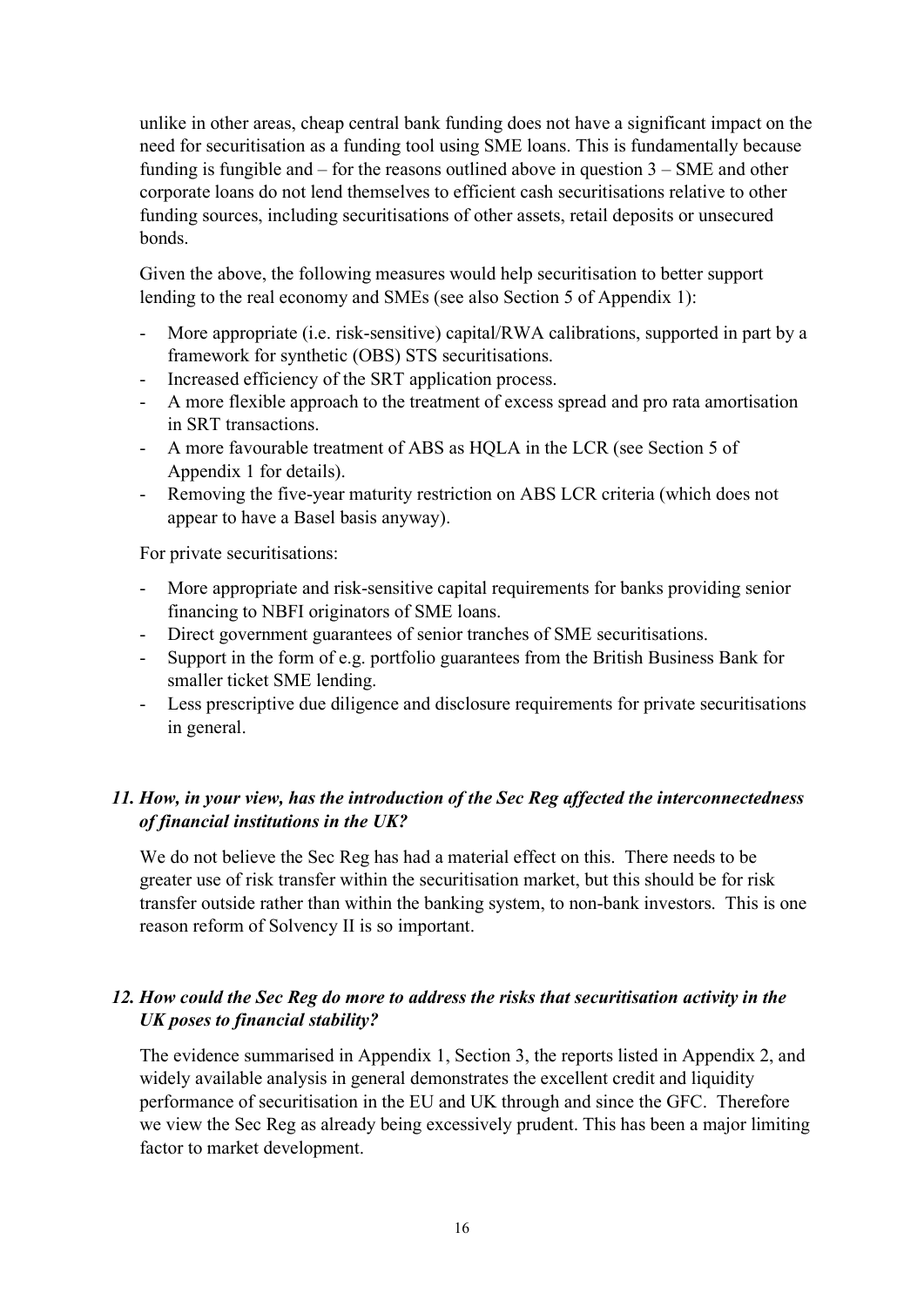unlike in other areas, cheap central bank funding does not have a significant impact on the need for securitisation as a funding tool using SME loans. This is fundamentally because funding is fungible and – for the reasons outlined above in question 3 – SME and other corporate loans do not lend themselves to efficient cash securitisations relative to other funding sources, including securitisations of other assets, retail deposits or unsecured bonds.

Given the above, the following measures would help securitisation to better support lending to the real economy and SMEs (see also Section 5 of Appendix 1):

- More appropriate (i.e. risk-sensitive) capital/RWA calibrations, supported in part by a framework for synthetic (OBS) STS securitisations.
- Increased efficiency of the SRT application process.
- A more flexible approach to the treatment of excess spread and pro rata amortisation in SRT transactions.
- A more favourable treatment of ABS as HQLA in the LCR (see Section 5 of Appendix 1 for details).
- Removing the five-year maturity restriction on ABS LCR criteria (which does not appear to have a Basel basis anyway).

For private securitisations:

- More appropriate and risk-sensitive capital requirements for banks providing senior financing to NBFI originators of SME loans.
- Direct government guarantees of senior tranches of SME securitisations.
- Support in the form of e.g. portfolio guarantees from the British Business Bank for smaller ticket SME lending.
- Less prescriptive due diligence and disclosure requirements for private securitisations in general.

### *11. How, in your view, has the introduction of the Sec Reg affected the interconnectedness of financial institutions in the UK?*

We do not believe the Sec Reg has had a material effect on this. There needs to be greater use of risk transfer within the securitisation market, but this should be for risk transfer outside rather than within the banking system, to non-bank investors. This is one reason reform of Solvency II is so important.

### *12. How could the Sec Reg do more to address the risks that securitisation activity in the UK poses to financial stability?*

The evidence summarised in Appendix 1, Section 3, the reports listed in Appendix 2, and widely available analysis in general demonstrates the excellent credit and liquidity performance of securitisation in the EU and UK through and since the GFC. Therefore we view the Sec Reg as already being excessively prudent. This has been a major limiting factor to market development.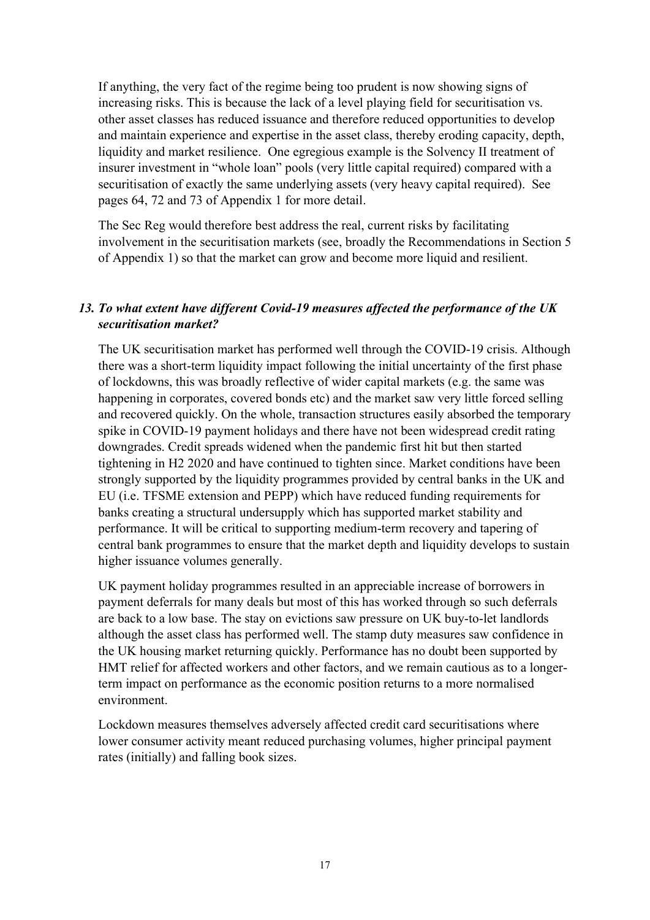If anything, the very fact of the regime being too prudent is now showing signs of increasing risks. This is because the lack of a level playing field for securitisation vs. other asset classes has reduced issuance and therefore reduced opportunities to develop and maintain experience and expertise in the asset class, thereby eroding capacity, depth, liquidity and market resilience. One egregious example is the Solvency II treatment of insurer investment in "whole loan" pools (very little capital required) compared with a securitisation of exactly the same underlying assets (very heavy capital required). See pages 64, 72 and 73 of Appendix 1 for more detail.

The Sec Reg would therefore best address the real, current risks by facilitating involvement in the securitisation markets (see, broadly the Recommendations in Section 5 of Appendix 1) so that the market can grow and become more liquid and resilient.

### *13. To what extent have different Covid-19 measures affected the performance of the UK securitisation market?*

The UK securitisation market has performed well through the COVID-19 crisis. Although there was a short-term liquidity impact following the initial uncertainty of the first phase of lockdowns, this was broadly reflective of wider capital markets (e.g. the same was happening in corporates, covered bonds etc) and the market saw very little forced selling and recovered quickly. On the whole, transaction structures easily absorbed the temporary spike in COVID-19 payment holidays and there have not been widespread credit rating downgrades. Credit spreads widened when the pandemic first hit but then started tightening in H2 2020 and have continued to tighten since. Market conditions have been strongly supported by the liquidity programmes provided by central banks in the UK and EU (i.e. TFSME extension and PEPP) which have reduced funding requirements for banks creating a structural undersupply which has supported market stability and performance. It will be critical to supporting medium-term recovery and tapering of central bank programmes to ensure that the market depth and liquidity develops to sustain higher issuance volumes generally.

UK payment holiday programmes resulted in an appreciable increase of borrowers in payment deferrals for many deals but most of this has worked through so such deferrals are back to a low base. The stay on evictions saw pressure on UK buy-to-let landlords although the asset class has performed well. The stamp duty measures saw confidence in the UK housing market returning quickly. Performance has no doubt been supported by HMT relief for affected workers and other factors, and we remain cautious as to a longer-term impact on performance as the economic position returns to a more normalised environment.

Lockdown measures themselves adversely affected credit card securitisations where lower consumer activity meant reduced purchasing volumes, higher principal payment rates (initially) and falling book sizes.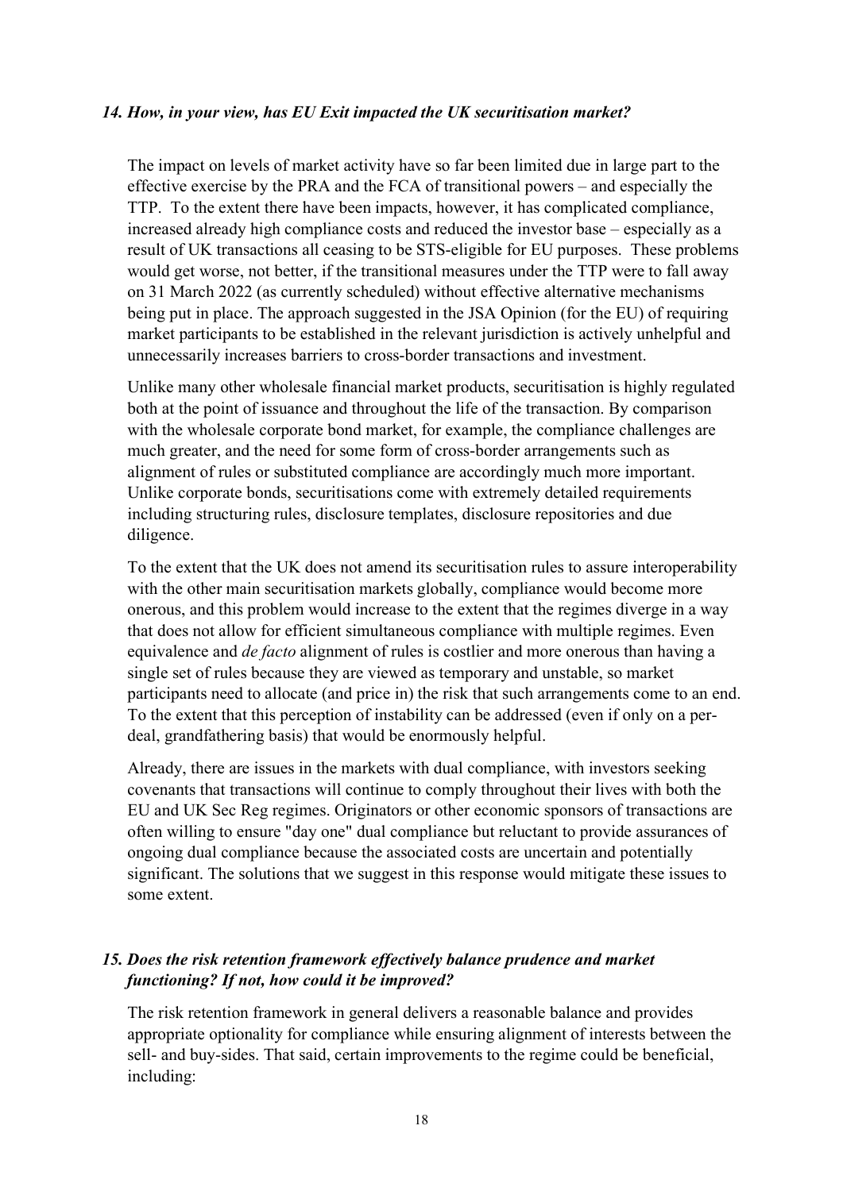*14. How, in your view, has EU Exit impacted the UK securitisation market?*

The impact on levels of market activity have so far been limited due in large part to the effective exercise by the PRA and the FCA of transitional powers – and especially the TTP. To the extent there have been impacts, however, it has complicated compliance, increased already high compliance costs and reduced the investor base – especially as a result of UK transactions all ceasing to be STS-eligible for EU purposes. These problems would get worse, not better, if the transitional measures under the TTP were to fall away on 31 March 2022 (as currently scheduled) without effective alternative mechanisms being put in place. The approach suggested in the JSA Opinion (for the EU) of requiring market participants to be established in the relevant jurisdiction is actively unhelpful and unnecessarily increases barriers to cross-border transactions and investment.

Unlike many other wholesale financial market products, securitisation is highly regulated both at the point of issuance and throughout the life of the transaction. By comparison with the wholesale corporate bond market, for example, the compliance challenges are much greater, and the need for some form of cross-border arrangements such as alignment of rules or substituted compliance are accordingly much more important. Unlike corporate bonds, securitisations come with extremely detailed requirements including structuring rules, disclosure templates, disclosure repositories and due diligence.

To the extent that the UK does not amend its securitisation rules to assure interoperability with the other main securitisation markets globally, compliance would become more onerous, and this problem would increase to the extent that the regimes diverge in a way that does not allow for efficient simultaneous compliance with multiple regimes. Even equivalence and *de facto* alignment of rules is costlier and more onerous than having a single set of rules because they are viewed as temporary and unstable, so market participants need to allocate (and price in) the risk that such arrangements come to an end. To the extent that this perception of instability can be addressed (even if only on a per-deal, grandfathering basis) that would be enormously helpful.

Already, there are issues in the markets with dual compliance, with investors seeking covenants that transactions will continue to comply throughout their lives with both the EU and UK Sec Reg regimes. Originators or other economic sponsors of transactions are often willing to ensure "day one" dual compliance but reluctant to provide assurances of ongoing dual compliance because the associated costs are uncertain and potentially significant. The solutions that we suggest in this response would mitigate these issues to some extent.

*15. Does the risk retention framework effectively balance prudence and market functioning? If not, how could it be improved?*

The risk retention framework in general delivers a reasonable balance and provides appropriate optionality for compliance while ensuring alignment of interests between the sell- and buy-sides. That said, certain improvements to the regime could be beneficial, including: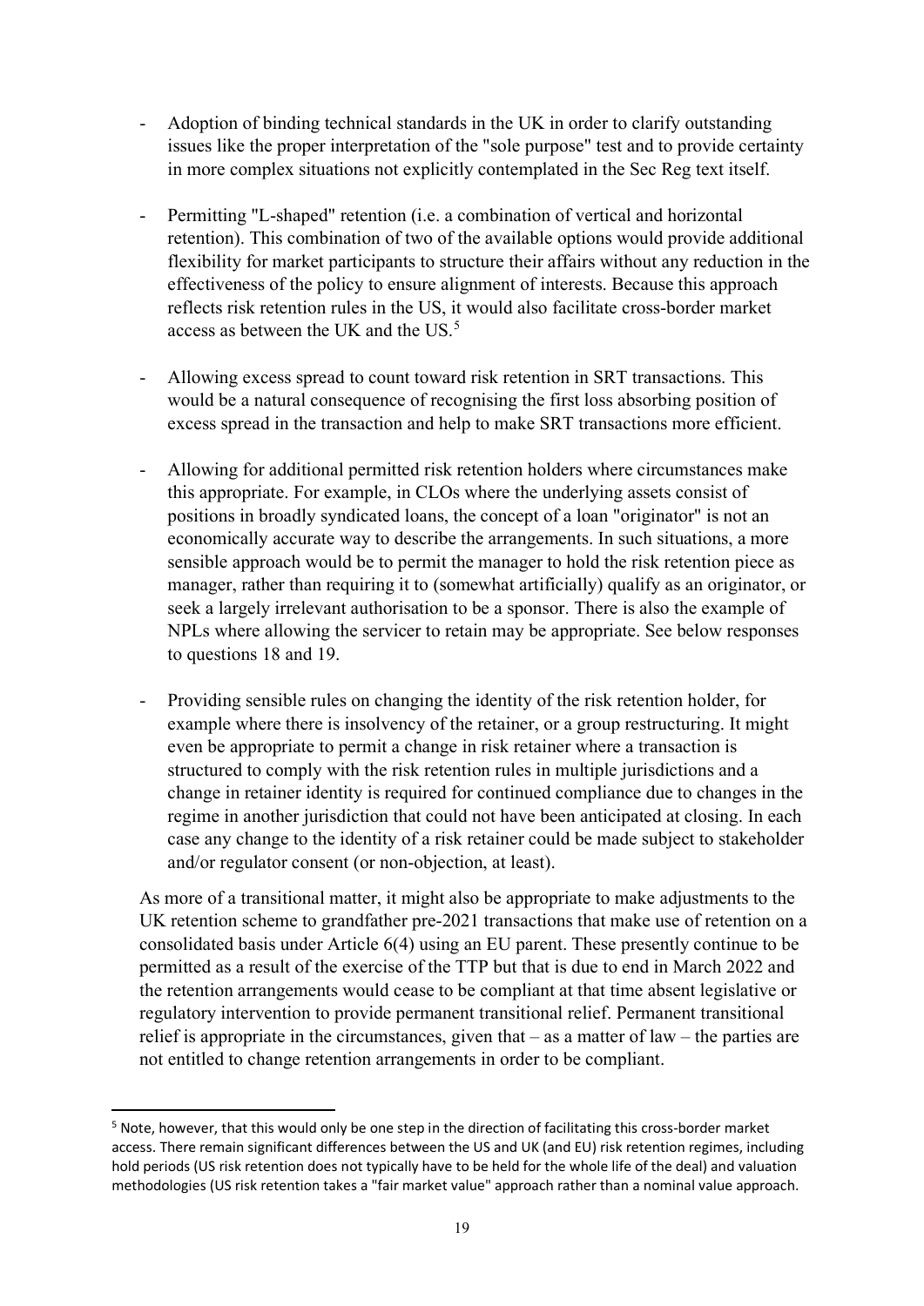- Adoption of binding technical standards in the UK in order to clarify outstanding issues like the proper interpretation of the "sole purpose" test and to provide certainty in more complex situations not explicitly contemplated in the Sec Reg text itself.

- Permitting "L-shaped" retention (i.e. a combination of vertical and horizontal retention). This combination of two of the available options would provide additional flexibility for market participants to structure their affairs without any reduction in the effectiveness of the policy to ensure alignment of interests. Because this approach reflects risk retention rules in the US, it would also facilitate cross-border market access as between the UK and the US.[5]

- Allowing excess spread to count toward risk retention in SRT transactions. This would be a natural consequence of recognising the first loss absorbing position of excess spread in the transaction and help to make SRT transactions more efficient.

- Allowing for additional permitted risk retention holders where circumstances make this appropriate. For example, in CLOs where the underlying assets consist of positions in broadly syndicated loans, the concept of a loan "originator" is not an economically accurate way to describe the arrangements. In such situations, a more sensible approach would be to permit the manager to hold the risk retention piece as manager, rather than requiring it to (somewhat artificially) qualify as an originator, or seek a largely irrelevant authorisation to be a sponsor. There is also the example of NPLs where allowing the servicer to retain may be appropriate. See below responses to questions 18 and 19.

- Providing sensible rules on changing the identity of the risk retention holder, for example where there is insolvency of the retainer, or a group restructuring. It might even be appropriate to permit a change in risk retainer where a transaction is structured to comply with the risk retention rules in multiple jurisdictions and a change in retainer identity is required for continued compliance due to changes in the regime in another jurisdiction that could not have been anticipated at closing. In each case any change to the identity of a risk retainer could be made subject to stakeholder and/or regulator consent (or non-objection, at least).

As more of a transitional matter, it might also be appropriate to make adjustments to the UK retention scheme to grandfather pre-2021 transactions that make use of retention on a consolidated basis under Article 6(4) using an EU parent. These presently continue to be permitted as a result of the exercise of the TTP but that is due to end in March 2022 and the retention arrangements would cease to be compliant at that time absent legislative or regulatory intervention to provide permanent transitional relief. Permanent transitional relief is appropriate in the circumstances, given that – as a matter of law – the parties are not entitled to change retention arrangements in order to be compliant.

---

[5] Note, however, that this would only be one step in the direction of facilitating this cross-border market access. There remain significant differences between the US and UK (and EU) risk retention regimes, including hold periods (US risk retention does not typically have to be held for the whole life of the deal) and valuation methodologies (US risk retention takes a "fair market value" approach rather than a nominal value approach.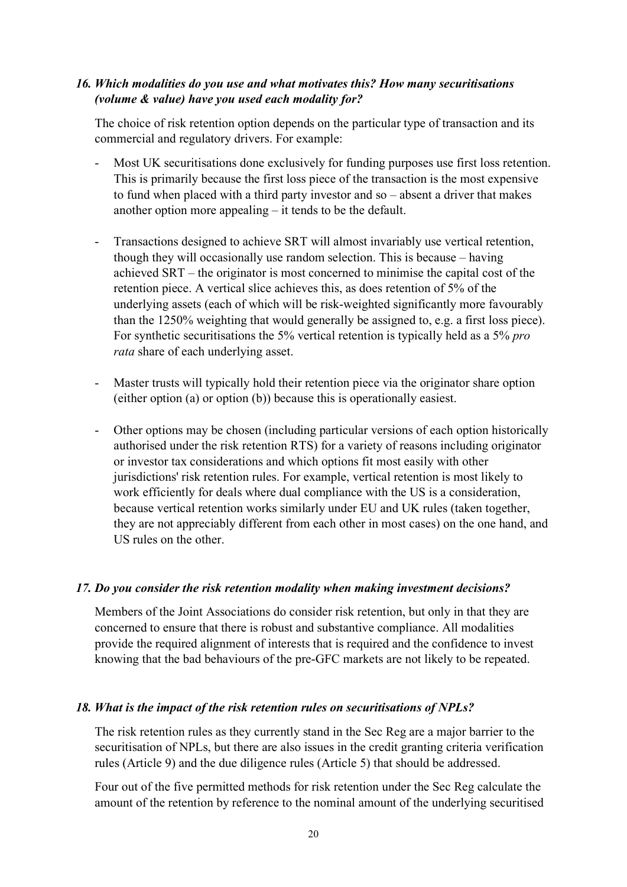### *16. Which modalities do you use and what motivates this? How many securitisations (volume & value) have you used each modality for?*

The choice of risk retention option depends on the particular type of transaction and its commercial and regulatory drivers. For example:

- Most UK securitisations done exclusively for funding purposes use first loss retention. This is primarily because the first loss piece of the transaction is the most expensive to fund when placed with a third party investor and so – absent a driver that makes another option more appealing – it tends to be the default.

- Transactions designed to achieve SRT will almost invariably use vertical retention, though they will occasionally use random selection. This is because – having achieved SRT – the originator is most concerned to minimise the capital cost of the retention piece. A vertical slice achieves this, as does retention of 5% of the underlying assets (each of which will be risk-weighted significantly more favourably than the 1250% weighting that would generally be assigned to, e.g. a first loss piece). For synthetic securitisations the 5% vertical retention is typically held as a 5% *pro rata* share of each underlying asset.

- Master trusts will typically hold their retention piece via the originator share option (either option (a) or option (b)) because this is operationally easiest.

- Other options may be chosen (including particular versions of each option historically authorised under the risk retention RTS) for a variety of reasons including originator or investor tax considerations and which options fit most easily with other jurisdictions' risk retention rules. For example, vertical retention is most likely to work efficiently for deals where dual compliance with the US is a consideration, because vertical retention works similarly under EU and UK rules (taken together, they are not appreciably different from each other in most cases) on the one hand, and US rules on the other.

### *17. Do you consider the risk retention modality when making investment decisions?*

Members of the Joint Associations do consider risk retention, but only in that they are concerned to ensure that there is robust and substantive compliance. All modalities provide the required alignment of interests that is required and the confidence to invest knowing that the bad behaviours of the pre-GFC markets are not likely to be repeated.

### *18. What is the impact of the risk retention rules on securitisations of NPLs?*

The risk retention rules as they currently stand in the Sec Reg are a major barrier to the securitisation of NPLs, but there are also issues in the credit granting criteria verification rules (Article 9) and the due diligence rules (Article 5) that should be addressed.

Four out of the five permitted methods for risk retention under the Sec Reg calculate the amount of the retention by reference to the nominal amount of the underlying securitised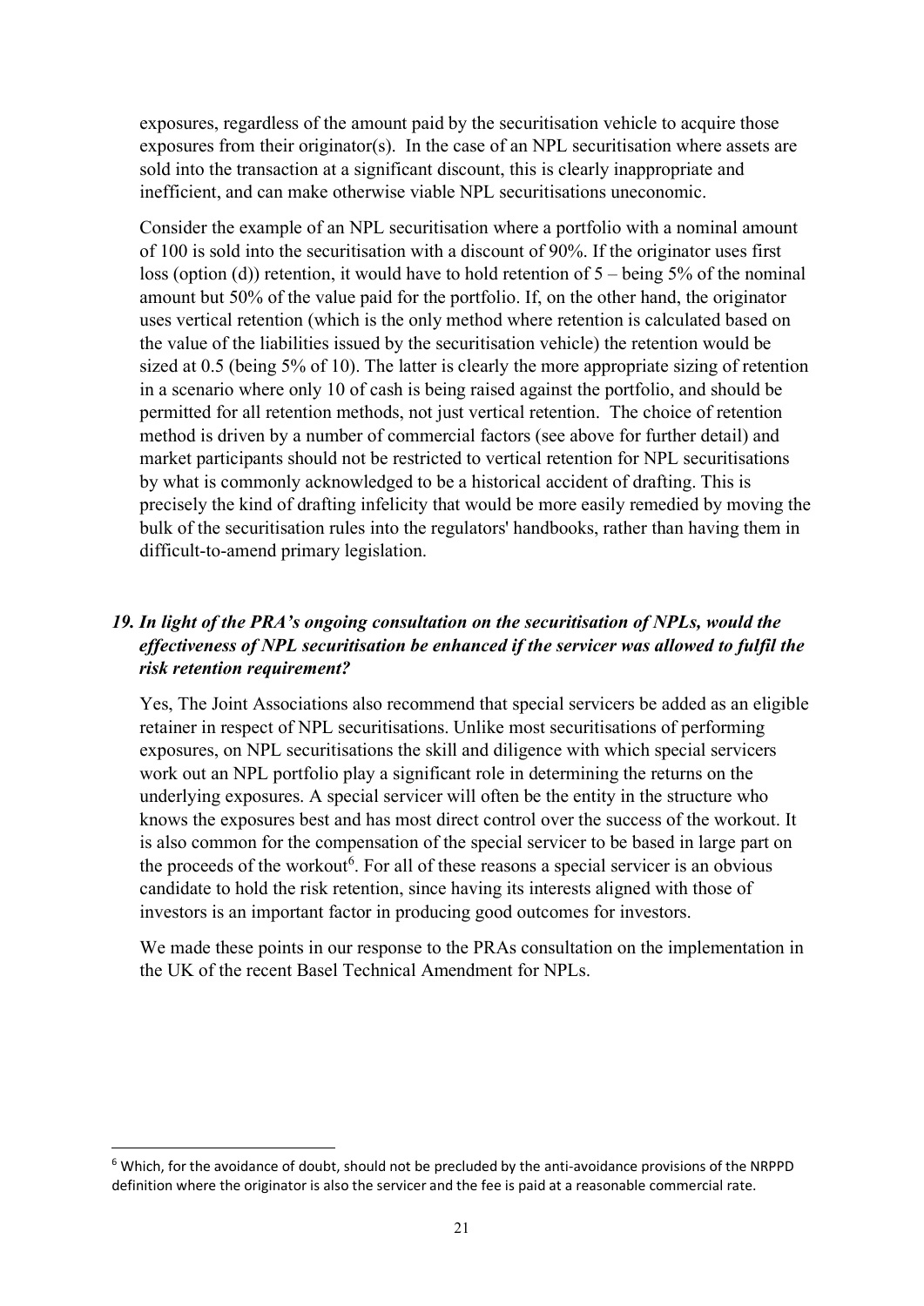exposures, regardless of the amount paid by the securitisation vehicle to acquire those exposures from their originator(s). In the case of an NPL securitisation where assets are sold into the transaction at a significant discount, this is clearly inappropriate and inefficient, and can make otherwise viable NPL securitisations uneconomic.

Consider the example of an NPL securitisation where a portfolio with a nominal amount of 100 is sold into the securitisation with a discount of 90%. If the originator uses first loss (option (d)) retention, it would have to hold retention of 5 – being 5% of the nominal amount but 50% of the value paid for the portfolio. If, on the other hand, the originator uses vertical retention (which is the only method where retention is calculated based on the value of the liabilities issued by the securitisation vehicle) the retention would be sized at 0.5 (being 5% of 10). The latter is clearly the more appropriate sizing of retention in a scenario where only 10 of cash is being raised against the portfolio, and should be permitted for all retention methods, not just vertical retention. The choice of retention method is driven by a number of commercial factors (see above for further detail) and market participants should not be restricted to vertical retention for NPL securitisations by what is commonly acknowledged to be a historical accident of drafting. This is precisely the kind of drafting infelicity that would be more easily remedied by moving the bulk of the securitisation rules into the regulators' handbooks, rather than having them in difficult-to-amend primary legislation.

### *19. In light of the PRA's ongoing consultation on the securitisation of NPLs, would the effectiveness of NPL securitisation be enhanced if the servicer was allowed to fulfil the risk retention requirement?*

Yes, The Joint Associations also recommend that special servicers be added as an eligible retainer in respect of NPL securitisations. Unlike most securitisations of performing exposures, on NPL securitisations the skill and diligence with which special servicers work out an NPL portfolio play a significant role in determining the returns on the underlying exposures. A special servicer will often be the entity in the structure who knows the exposures best and has most direct control over the success of the workout. It is also common for the compensation of the special servicer to be based in large part on the proceeds of the workout[6]. For all of these reasons a special servicer is an obvious candidate to hold the risk retention, since having its interests aligned with those of investors is an important factor in producing good outcomes for investors.

We made these points in our response to the PRAs consultation on the implementation in the UK of the recent Basel Technical Amendment for NPLs.

---

[6] Which, for the avoidance of doubt, should not be precluded by the anti-avoidance provisions of the NRPPD definition where the originator is also the servicer and the fee is paid at a reasonable commercial rate.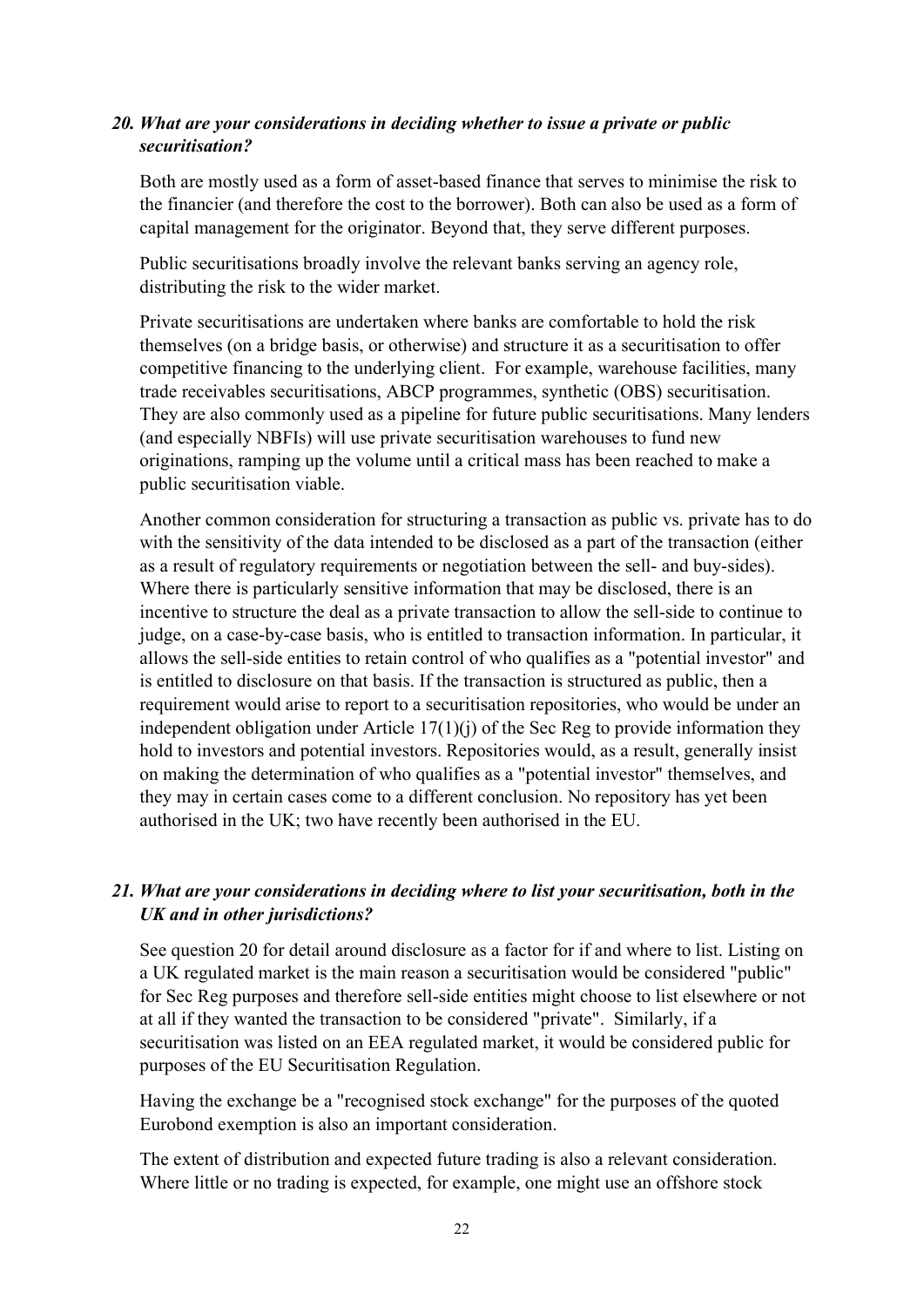### *20. What are your considerations in deciding whether to issue a private or public securitisation?*

Both are mostly used as a form of asset-based finance that serves to minimise the risk to the financier (and therefore the cost to the borrower). Both can also be used as a form of capital management for the originator. Beyond that, they serve different purposes.

Public securitisations broadly involve the relevant banks serving an agency role, distributing the risk to the wider market.

Private securitisations are undertaken where banks are comfortable to hold the risk themselves (on a bridge basis, or otherwise) and structure it as a securitisation to offer competitive financing to the underlying client. For example, warehouse facilities, many trade receivables securitisations, ABCP programmes, synthetic (OBS) securitisation. They are also commonly used as a pipeline for future public securitisations. Many lenders (and especially NBFIs) will use private securitisation warehouses to fund new originations, ramping up the volume until a critical mass has been reached to make a public securitisation viable.

Another common consideration for structuring a transaction as public vs. private has to do with the sensitivity of the data intended to be disclosed as a part of the transaction (either as a result of regulatory requirements or negotiation between the sell- and buy-sides). Where there is particularly sensitive information that may be disclosed, there is an incentive to structure the deal as a private transaction to allow the sell-side to continue to judge, on a case-by-case basis, who is entitled to transaction information. In particular, it allows the sell-side entities to retain control of who qualifies as a "potential investor" and is entitled to disclosure on that basis. If the transaction is structured as public, then a requirement would arise to report to a securitisation repositories, who would be under an independent obligation under Article 17(1)(j) of the Sec Reg to provide information they hold to investors and potential investors. Repositories would, as a result, generally insist on making the determination of who qualifies as a "potential investor" themselves, and they may in certain cases come to a different conclusion. No repository has yet been authorised in the UK; two have recently been authorised in the EU.

### *21. What are your considerations in deciding where to list your securitisation, both in the UK and in other jurisdictions?*

See question 20 for detail around disclosure as a factor for if and where to list. Listing on a UK regulated market is the main reason a securitisation would be considered "public" for Sec Reg purposes and therefore sell-side entities might choose to list elsewhere or not at all if they wanted the transaction to be considered "private". Similarly, if a securitisation was listed on an EEA regulated market, it would be considered public for purposes of the EU Securitisation Regulation.

Having the exchange be a "recognised stock exchange" for the purposes of the quoted Eurobond exemption is also an important consideration.

The extent of distribution and expected future trading is also a relevant consideration. Where little or no trading is expected, for example, one might use an offshore stock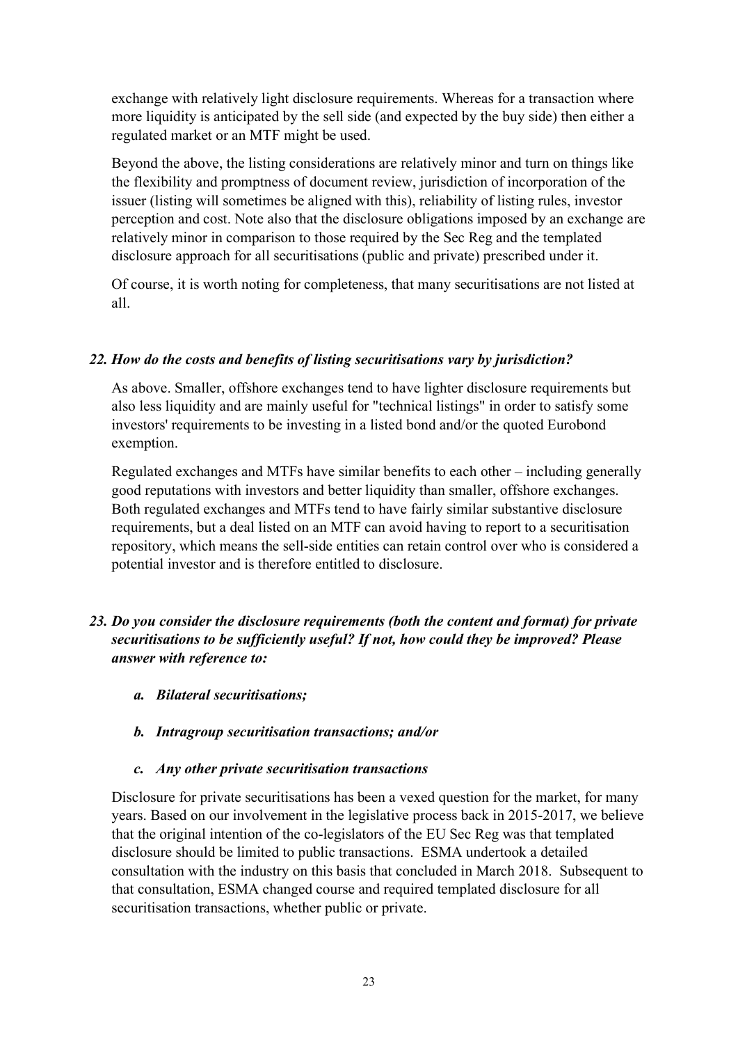exchange with relatively light disclosure requirements. Whereas for a transaction where more liquidity is anticipated by the sell side (and expected by the buy side) then either a regulated market or an MTF might be used.

Beyond the above, the listing considerations are relatively minor and turn on things like the flexibility and promptness of document review, jurisdiction of incorporation of the issuer (listing will sometimes be aligned with this), reliability of listing rules, investor perception and cost. Note also that the disclosure obligations imposed by an exchange are relatively minor in comparison to those required by the Sec Reg and the templated disclosure approach for all securitisations (public and private) prescribed under it.

Of course, it is worth noting for completeness, that many securitisations are not listed at all.

### *22. How do the costs and benefits of listing securitisations vary by jurisdiction?*

As above. Smaller, offshore exchanges tend to have lighter disclosure requirements but also less liquidity and are mainly useful for "technical listings" in order to satisfy some investors' requirements to be investing in a listed bond and/or the quoted Eurobond exemption.

Regulated exchanges and MTFs have similar benefits to each other – including generally good reputations with investors and better liquidity than smaller, offshore exchanges. Both regulated exchanges and MTFs tend to have fairly similar substantive disclosure requirements, but a deal listed on an MTF can avoid having to report to a securitisation repository, which means the sell-side entities can retain control over who is considered a potential investor and is therefore entitled to disclosure.

### *23. Do you consider the disclosure requirements (both the content and format) for private securitisations to be sufficiently useful? If not, how could they be improved? Please answer with reference to:*

- ***a. Bilateral securitisations;***
- ***b. Intragroup securitisation transactions; and/or***
- ***c. Any other private securitisation transactions***

Disclosure for private securitisations has been a vexed question for the market, for many years. Based on our involvement in the legislative process back in 2015-2017, we believe that the original intention of the co-legislators of the EU Sec Reg was that templated disclosure should be limited to public transactions. ESMA undertook a detailed consultation with the industry on this basis that concluded in March 2018. Subsequent to that consultation, ESMA changed course and required templated disclosure for all securitisation transactions, whether public or private.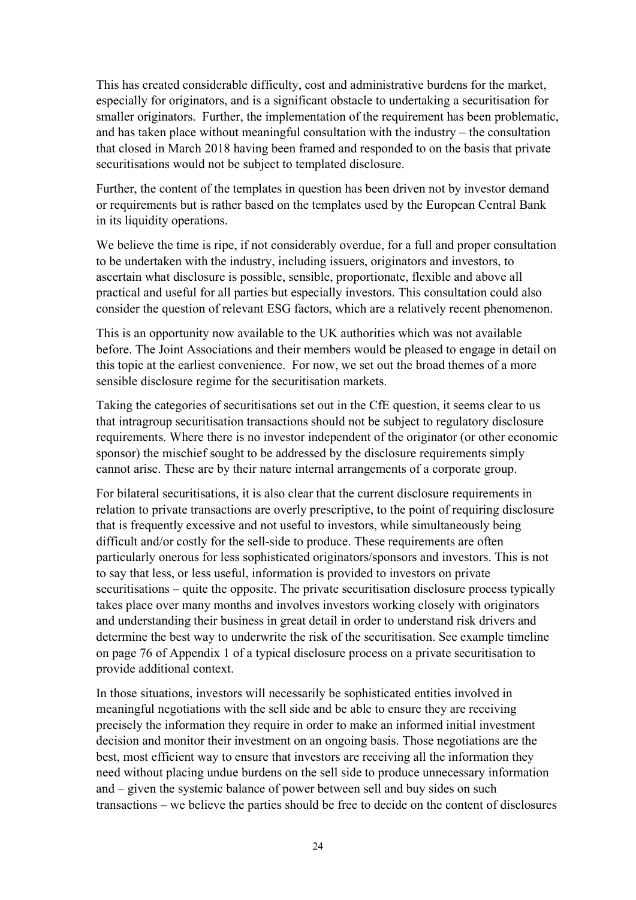This has created considerable difficulty, cost and administrative burdens for the market, especially for originators, and is a significant obstacle to undertaking a securitisation for smaller originators. Further, the implementation of the requirement has been problematic, and has taken place without meaningful consultation with the industry – the consultation that closed in March 2018 having been framed and responded to on the basis that private securitisations would not be subject to templated disclosure.

Further, the content of the templates in question has been driven not by investor demand or requirements but is rather based on the templates used by the European Central Bank in its liquidity operations.

We believe the time is ripe, if not considerably overdue, for a full and proper consultation to be undertaken with the industry, including issuers, originators and investors, to ascertain what disclosure is possible, sensible, proportionate, flexible and above all practical and useful for all parties but especially investors. This consultation could also consider the question of relevant ESG factors, which are a relatively recent phenomenon.

This is an opportunity now available to the UK authorities which was not available before. The Joint Associations and their members would be pleased to engage in detail on this topic at the earliest convenience. For now, we set out the broad themes of a more sensible disclosure regime for the securitisation markets.

Taking the categories of securitisations set out in the CfE question, it seems clear to us that intragroup securitisation transactions should not be subject to regulatory disclosure requirements. Where there is no investor independent of the originator (or other economic sponsor) the mischief sought to be addressed by the disclosure requirements simply cannot arise. These are by their nature internal arrangements of a corporate group.

For bilateral securitisations, it is also clear that the current disclosure requirements in relation to private transactions are overly prescriptive, to the point of requiring disclosure that is frequently excessive and not useful to investors, while simultaneously being difficult and/or costly for the sell-side to produce. These requirements are often particularly onerous for less sophisticated originators/sponsors and investors. This is not to say that less, or less useful, information is provided to investors on private securitisations – quite the opposite. The private securitisation disclosure process typically takes place over many months and involves investors working closely with originators and understanding their business in great detail in order to understand risk drivers and determine the best way to underwrite the risk of the securitisation. See example timeline on page 76 of Appendix 1 of a typical disclosure process on a private securitisation to provide additional context.

In those situations, investors will necessarily be sophisticated entities involved in meaningful negotiations with the sell side and be able to ensure they are receiving precisely the information they require in order to make an informed initial investment decision and monitor their investment on an ongoing basis. Those negotiations are the best, most efficient way to ensure that investors are receiving all the information they need without placing undue burdens on the sell side to produce unnecessary information and – given the systemic balance of power between sell and buy sides on such transactions – we believe the parties should be free to decide on the content of disclosures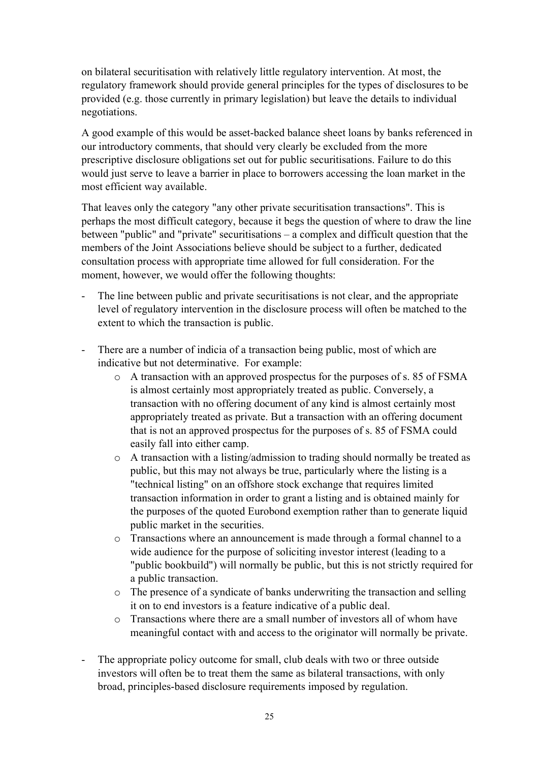on bilateral securitisation with relatively little regulatory intervention. At most, the regulatory framework should provide general principles for the types of disclosures to be provided (e.g. those currently in primary legislation) but leave the details to individual negotiations.

A good example of this would be asset-backed balance sheet loans by banks referenced in our introductory comments, that should very clearly be excluded from the more prescriptive disclosure obligations set out for public securitisations. Failure to do this would just serve to leave a barrier in place to borrowers accessing the loan market in the most efficient way available.

That leaves only the category "any other private securitisation transactions". This is perhaps the most difficult category, because it begs the question of where to draw the line between "public" and "private" securitisations – a complex and difficult question that the members of the Joint Associations believe should be subject to a further, dedicated consultation process with appropriate time allowed for full consideration. For the moment, however, we would offer the following thoughts:

- The line between public and private securitisations is not clear, and the appropriate level of regulatory intervention in the disclosure process will often be matched to the extent to which the transaction is public.
- There are a number of indicia of a transaction being public, most of which are indicative but not determinative. For example:
  - A transaction with an approved prospectus for the purposes of s. 85 of FSMA is almost certainly most appropriately treated as public. Conversely, a transaction with no offering document of any kind is almost certainly most appropriately treated as private. But a transaction with an offering document that is not an approved prospectus for the purposes of s. 85 of FSMA could easily fall into either camp.
  - A transaction with a listing/admission to trading should normally be treated as public, but this may not always be true, particularly where the listing is a "technical listing" on an offshore stock exchange that requires limited transaction information in order to grant a listing and is obtained mainly for the purposes of the quoted Eurobond exemption rather than to generate liquid public market in the securities.
  - Transactions where an announcement is made through a formal channel to a wide audience for the purpose of soliciting investor interest (leading to a "public bookbuild") will normally be public, but this is not strictly required for a public transaction.
  - The presence of a syndicate of banks underwriting the transaction and selling it on to end investors is a feature indicative of a public deal.
  - Transactions where there are a small number of investors all of whom have meaningful contact with and access to the originator will normally be private.
- The appropriate policy outcome for small, club deals with two or three outside investors will often be to treat them the same as bilateral transactions, with only broad, principles-based disclosure requirements imposed by regulation.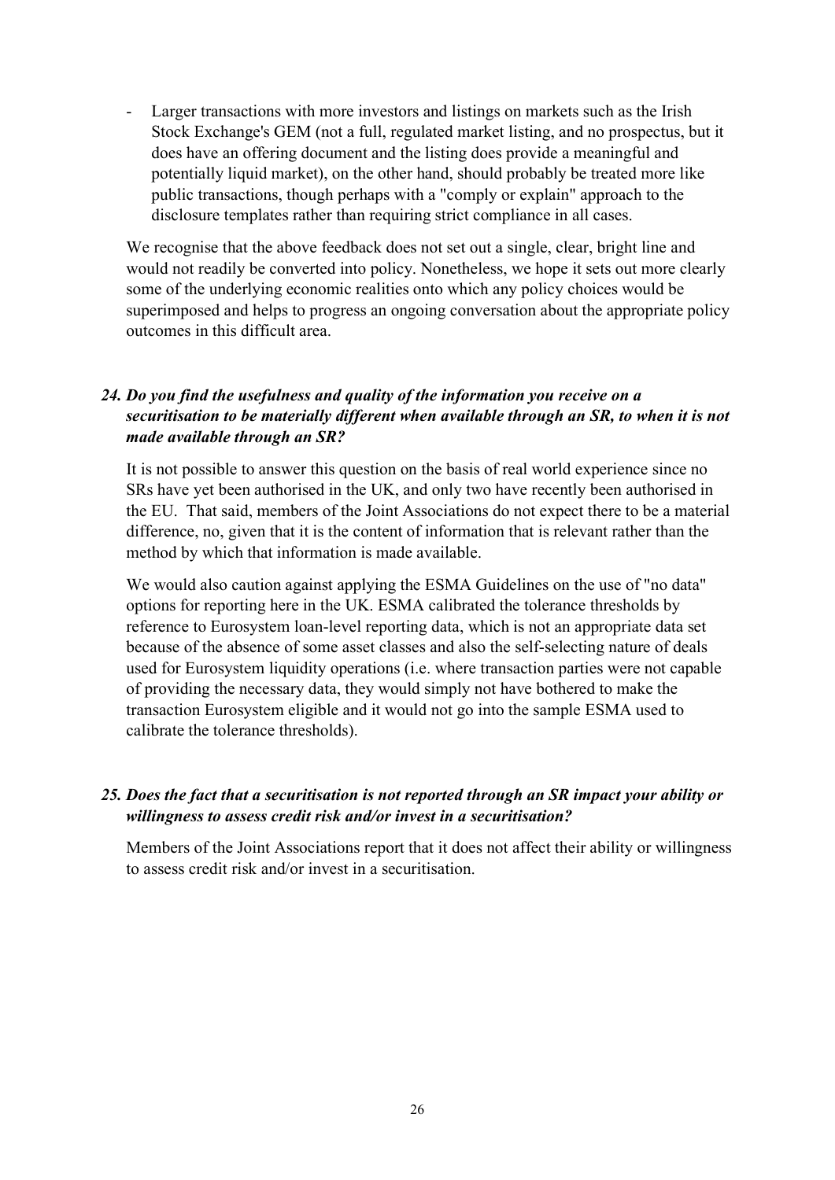- Larger transactions with more investors and listings on markets such as the Irish Stock Exchange's GEM (not a full, regulated market listing, and no prospectus, but it does have an offering document and the listing does provide a meaningful and potentially liquid market), on the other hand, should probably be treated more like public transactions, though perhaps with a "comply or explain" approach to the disclosure templates rather than requiring strict compliance in all cases.

We recognise that the above feedback does not set out a single, clear, bright line and would not readily be converted into policy. Nonetheless, we hope it sets out more clearly some of the underlying economic realities onto which any policy choices would be superimposed and helps to progress an ongoing conversation about the appropriate policy outcomes in this difficult area.

### *24. Do you find the usefulness and quality of the information you receive on a securitisation to be materially different when available through an SR, to when it is not made available through an SR?*

It is not possible to answer this question on the basis of real world experience since no SRs have yet been authorised in the UK, and only two have recently been authorised in the EU. That said, members of the Joint Associations do not expect there to be a material difference, no, given that it is the content of information that is relevant rather than the method by which that information is made available.

We would also caution against applying the ESMA Guidelines on the use of "no data" options for reporting here in the UK. ESMA calibrated the tolerance thresholds by reference to Eurosystem loan-level reporting data, which is not an appropriate data set because of the absence of some asset classes and also the self-selecting nature of deals used for Eurosystem liquidity operations (i.e. where transaction parties were not capable of providing the necessary data, they would simply not have bothered to make the transaction Eurosystem eligible and it would not go into the sample ESMA used to calibrate the tolerance thresholds).

### *25. Does the fact that a securitisation is not reported through an SR impact your ability or willingness to assess credit risk and/or invest in a securitisation?*

Members of the Joint Associations report that it does not affect their ability or willingness to assess credit risk and/or invest in a securitisation.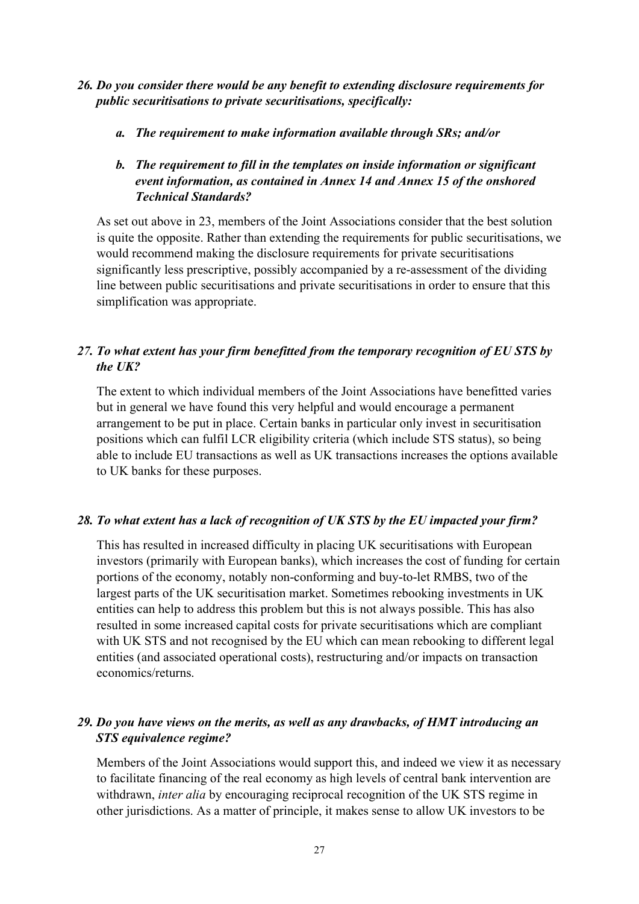*26. Do you consider there would be any benefit to extending disclosure requirements for public securitisations to private securitisations, specifically:*

  - *a. The requirement to make information available through SRs; and/or*

  - *b. The requirement to fill in the templates on inside information or significant event information, as contained in Annex 14 and Annex 15 of the onshored Technical Standards?*

As set out above in 23, members of the Joint Associations consider that the best solution is quite the opposite. Rather than extending the requirements for public securitisations, we would recommend making the disclosure requirements for private securitisations significantly less prescriptive, possibly accompanied by a re-assessment of the dividing line between public securitisations and private securitisations in order to ensure that this simplification was appropriate.

*27. To what extent has your firm benefitted from the temporary recognition of EU STS by the UK?*

The extent to which individual members of the Joint Associations have benefitted varies but in general we have found this very helpful and would encourage a permanent arrangement to be put in place. Certain banks in particular only invest in securitisation positions which can fulfil LCR eligibility criteria (which include STS status), so being able to include EU transactions as well as UK transactions increases the options available to UK banks for these purposes.

*28. To what extent has a lack of recognition of UK STS by the EU impacted your firm?*

This has resulted in increased difficulty in placing UK securitisations with European investors (primarily with European banks), which increases the cost of funding for certain portions of the economy, notably non-conforming and buy-to-let RMBS, two of the largest parts of the UK securitisation market. Sometimes rebooking investments in UK entities can help to address this problem but this is not always possible. This has also resulted in some increased capital costs for private securitisations which are compliant with UK STS and not recognised by the EU which can mean rebooking to different legal entities (and associated operational costs), restructuring and/or impacts on transaction economics/returns.

*29. Do you have views on the merits, as well as any drawbacks, of HMT introducing an STS equivalence regime?*

Members of the Joint Associations would support this, and indeed we view it as necessary to facilitate financing of the real economy as high levels of central bank intervention are withdrawn, *inter alia* by encouraging reciprocal recognition of the UK STS regime in other jurisdictions. As a matter of principle, it makes sense to allow UK investors to be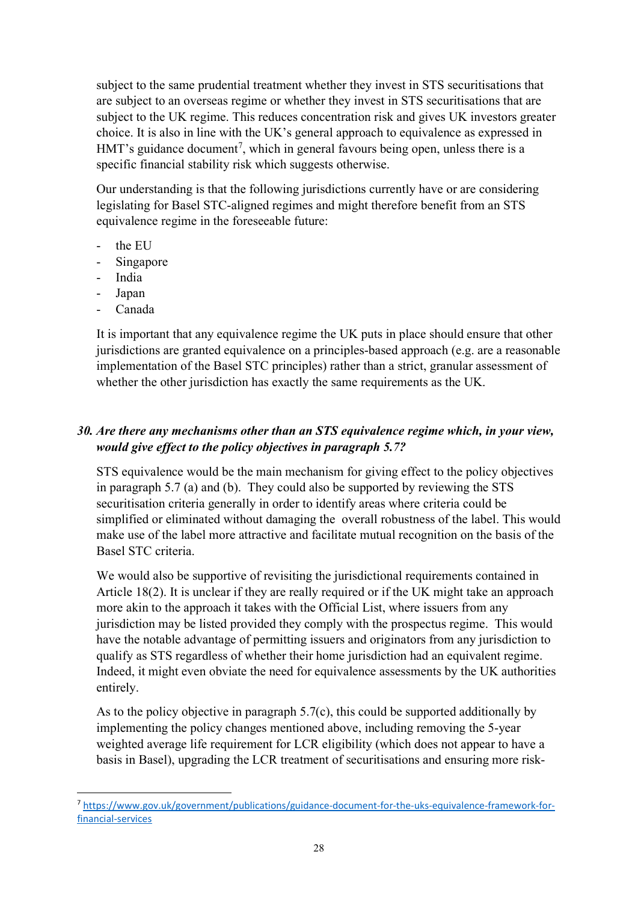subject to the same prudential treatment whether they invest in STS securitisations that are subject to an overseas regime or whether they invest in STS securitisations that are subject to the UK regime. This reduces concentration risk and gives UK investors greater choice. It is also in line with the UK's general approach to equivalence as expressed in HMT's guidance document[7], which in general favours being open, unless there is a specific financial stability risk which suggests otherwise.

Our understanding is that the following jurisdictions currently have or are considering legislating for Basel STC-aligned regimes and might therefore benefit from an STS equivalence regime in the foreseeable future:

- the EU
- Singapore
- India
- Japan
- Canada

It is important that any equivalence regime the UK puts in place should ensure that other jurisdictions are granted equivalence on a principles-based approach (e.g. are a reasonable implementation of the Basel STC principles) rather than a strict, granular assessment of whether the other jurisdiction has exactly the same requirements as the UK.

***30. Are there any mechanisms other than an STS equivalence regime which, in your view, would give effect to the policy objectives in paragraph 5.7?***

STS equivalence would be the main mechanism for giving effect to the policy objectives in paragraph 5.7 (a) and (b). They could also be supported by reviewing the STS securitisation criteria generally in order to identify areas where criteria could be simplified or eliminated without damaging the overall robustness of the label. This would make use of the label more attractive and facilitate mutual recognition on the basis of the Basel STC criteria.

We would also be supportive of revisiting the jurisdictional requirements contained in Article 18(2). It is unclear if they are really required or if the UK might take an approach more akin to the approach it takes with the Official List, where issuers from any jurisdiction may be listed provided they comply with the prospectus regime. This would have the notable advantage of permitting issuers and originators from any jurisdiction to qualify as STS regardless of whether their home jurisdiction had an equivalent regime. Indeed, it might even obviate the need for equivalence assessments by the UK authorities entirely.

As to the policy objective in paragraph 5.7(c), this could be supported additionally by implementing the policy changes mentioned above, including removing the 5-year weighted average life requirement for LCR eligibility (which does not appear to have a basis in Basel), upgrading the LCR treatment of securitisations and ensuring more risk-

[7] https://www.gov.uk/government/publications/guidance-document-for-the-uks-equivalence-framework-for-financial-services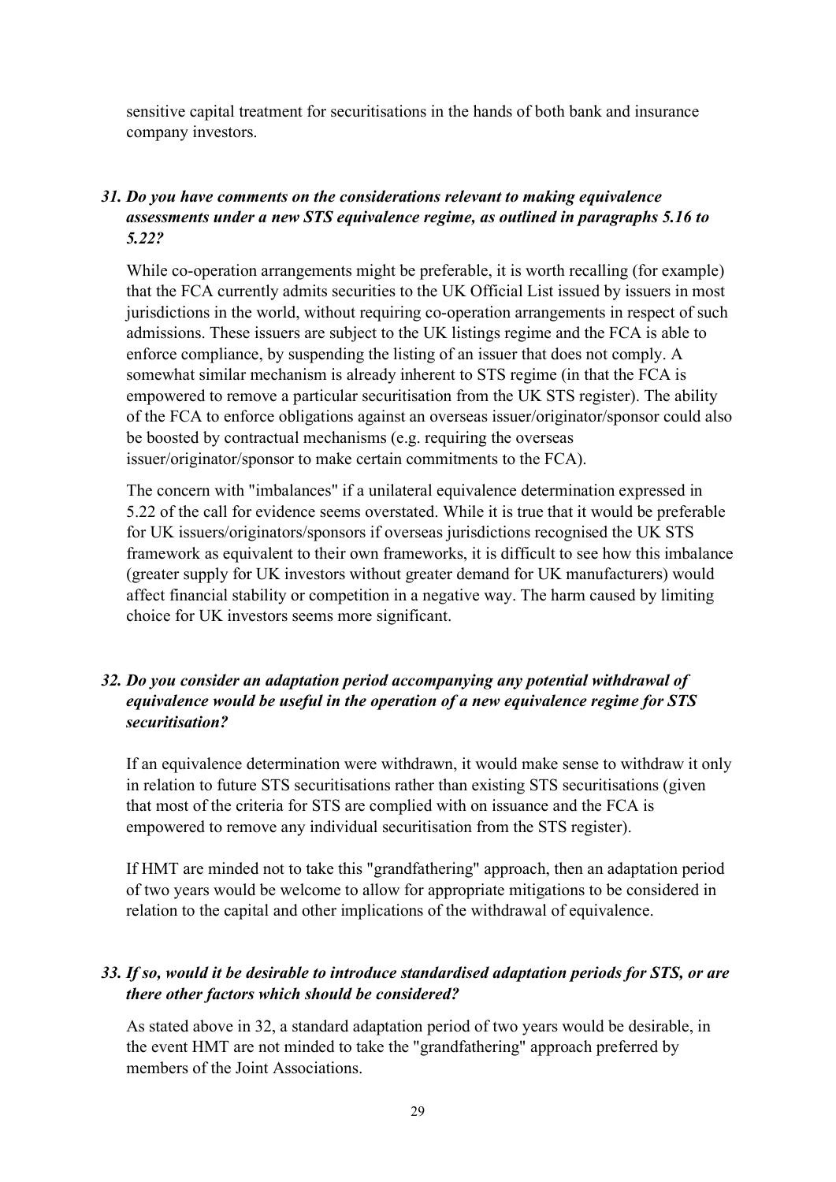sensitive capital treatment for securitisations in the hands of both bank and insurance company investors.

***31. Do you have comments on the considerations relevant to making equivalence assessments under a new STS equivalence regime, as outlined in paragraphs 5.16 to 5.22?***

While co-operation arrangements might be preferable, it is worth recalling (for example) that the FCA currently admits securities to the UK Official List issued by issuers in most jurisdictions in the world, without requiring co-operation arrangements in respect of such admissions. These issuers are subject to the UK listings regime and the FCA is able to enforce compliance, by suspending the listing of an issuer that does not comply. A somewhat similar mechanism is already inherent to STS regime (in that the FCA is empowered to remove a particular securitisation from the UK STS register). The ability of the FCA to enforce obligations against an overseas issuer/originator/sponsor could also be boosted by contractual mechanisms (e.g. requiring the overseas issuer/originator/sponsor to make certain commitments to the FCA).

The concern with "imbalances" if a unilateral equivalence determination expressed in 5.22 of the call for evidence seems overstated. While it is true that it would be preferable for UK issuers/originators/sponsors if overseas jurisdictions recognised the UK STS framework as equivalent to their own frameworks, it is difficult to see how this imbalance (greater supply for UK investors without greater demand for UK manufacturers) would affect financial stability or competition in a negative way. The harm caused by limiting choice for UK investors seems more significant.

***32. Do you consider an adaptation period accompanying any potential withdrawal of equivalence would be useful in the operation of a new equivalence regime for STS securitisation?***

If an equivalence determination were withdrawn, it would make sense to withdraw it only in relation to future STS securitisations rather than existing STS securitisations (given that most of the criteria for STS are complied with on issuance and the FCA is empowered to remove any individual securitisation from the STS register).

If HMT are minded not to take this "grandfathering" approach, then an adaptation period of two years would be welcome to allow for appropriate mitigations to be considered in relation to the capital and other implications of the withdrawal of equivalence.

***33. If so, would it be desirable to introduce standardised adaptation periods for STS, or are there other factors which should be considered?***

As stated above in 32, a standard adaptation period of two years would be desirable, in the event HMT are not minded to take the "grandfathering" approach preferred by members of the Joint Associations.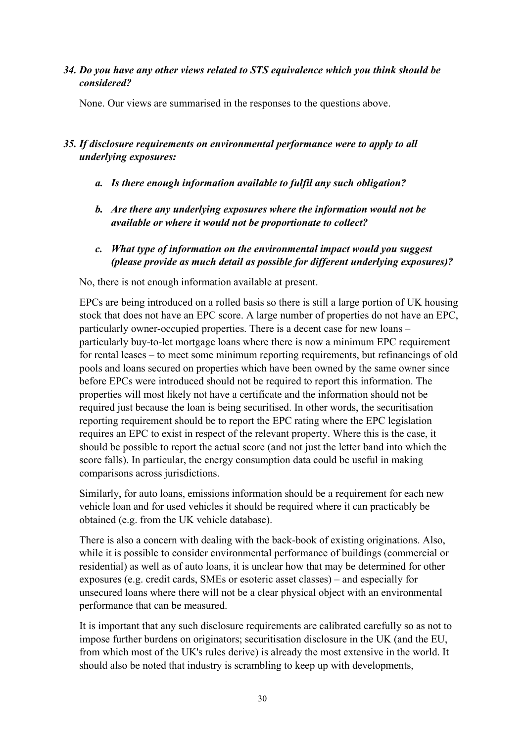***34. Do you have any other views related to STS equivalence which you think should be considered?***

None. Our views are summarised in the responses to the questions above.

***35. If disclosure requirements on environmental performance were to apply to all underlying exposures:***

- ***a. Is there enough information available to fulfil any such obligation?***
- ***b. Are there any underlying exposures where the information would not be available or where it would not be proportionate to collect?***
- ***c. What type of information on the environmental impact would you suggest (please provide as much detail as possible for different underlying exposures)?***

No, there is not enough information available at present.

EPCs are being introduced on a rolled basis so there is still a large portion of UK housing stock that does not have an EPC score. A large number of properties do not have an EPC, particularly owner-occupied properties. There is a decent case for new loans – particularly buy-to-let mortgage loans where there is now a minimum EPC requirement for rental leases – to meet some minimum reporting requirements, but refinancings of old pools and loans secured on properties which have been owned by the same owner since before EPCs were introduced should not be required to report this information. The properties will most likely not have a certificate and the information should not be required just because the loan is being securitised. In other words, the securitisation reporting requirement should be to report the EPC rating where the EPC legislation requires an EPC to exist in respect of the relevant property. Where this is the case, it should be possible to report the actual score (and not just the letter band into which the score falls). In particular, the energy consumption data could be useful in making comparisons across jurisdictions.

Similarly, for auto loans, emissions information should be a requirement for each new vehicle loan and for used vehicles it should be required where it can practicably be obtained (e.g. from the UK vehicle database).

There is also a concern with dealing with the back-book of existing originations. Also, while it is possible to consider environmental performance of buildings (commercial or residential) as well as of auto loans, it is unclear how that may be determined for other exposures (e.g. credit cards, SMEs or esoteric asset classes) – and especially for unsecured loans where there will not be a clear physical object with an environmental performance that can be measured.

It is important that any such disclosure requirements are calibrated carefully so as not to impose further burdens on originators; securitisation disclosure in the UK (and the EU, from which most of the UK's rules derive) is already the most extensive in the world. It should also be noted that industry is scrambling to keep up with developments,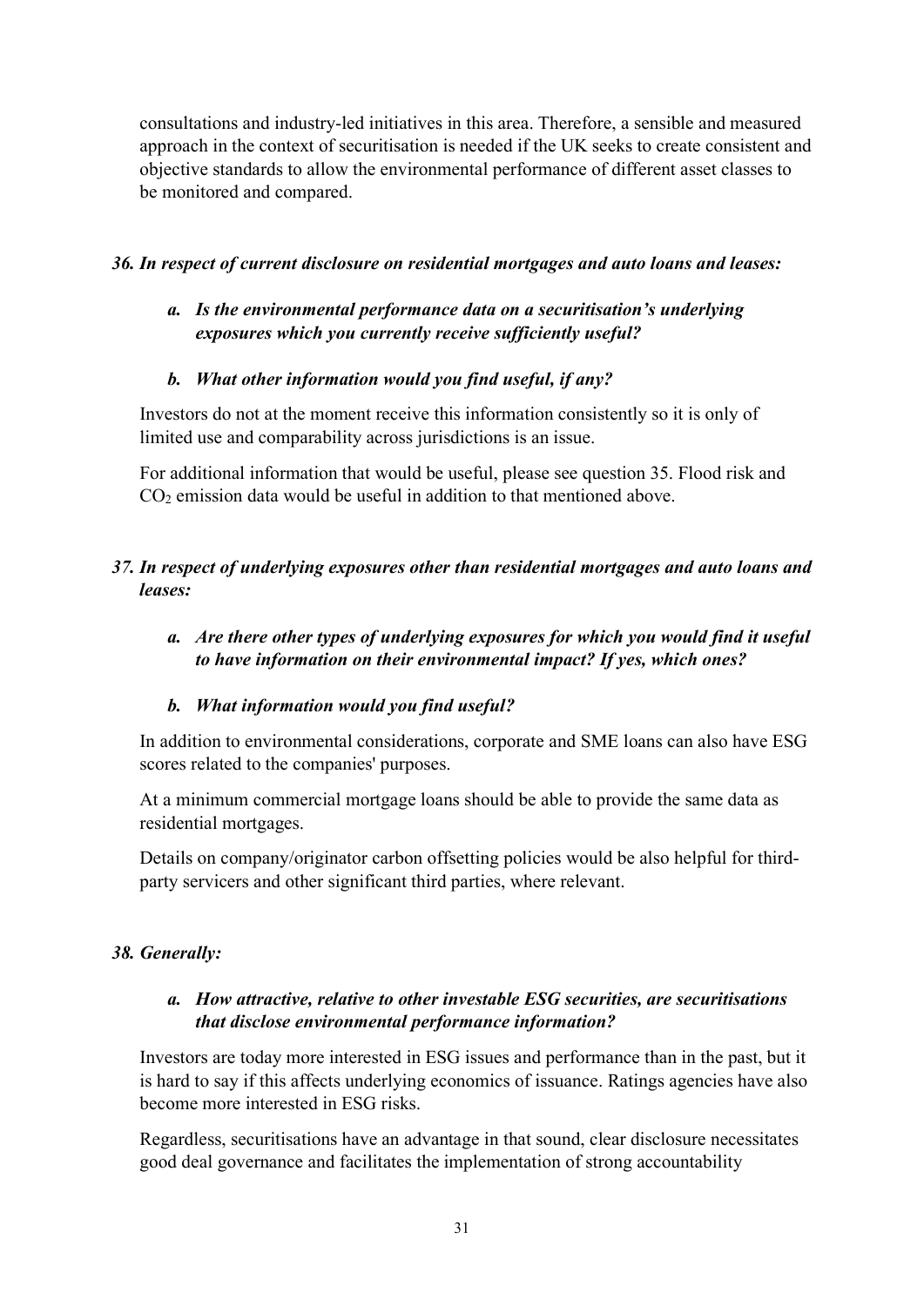consultations and industry-led initiatives in this area. Therefore, a sensible and measured approach in the context of securitisation is needed if the UK seeks to create consistent and objective standards to allow the environmental performance of different asset classes to be monitored and compared.

***36. In respect of current disclosure on residential mortgages and auto loans and leases:***

***a. Is the environmental performance data on a securitisation's underlying exposures which you currently receive sufficiently useful?***

***b. What other information would you find useful, if any?***

Investors do not at the moment receive this information consistently so it is only of limited use and comparability across jurisdictions is an issue.

For additional information that would be useful, please see question 35. Flood risk and $CO_2$ emission data would be useful in addition to that mentioned above.

***37. In respect of underlying exposures other than residential mortgages and auto loans and leases:***

***a. Are there other types of underlying exposures for which you would find it useful to have information on their environmental impact? If yes, which ones?***

***b. What information would you find useful?***

In addition to environmental considerations, corporate and SME loans can also have ESG scores related to the companies' purposes.

At a minimum commercial mortgage loans should be able to provide the same data as residential mortgages.

Details on company/originator carbon offsetting policies would be also helpful for third-party servicers and other significant third parties, where relevant.

***38. Generally:***

***a. How attractive, relative to other investable ESG securities, are securitisations that disclose environmental performance information?***

Investors are today more interested in ESG issues and performance than in the past, but it is hard to say if this affects underlying economics of issuance. Ratings agencies have also become more interested in ESG risks.

Regardless, securitisations have an advantage in that sound, clear disclosure necessitates good deal governance and facilitates the implementation of strong accountability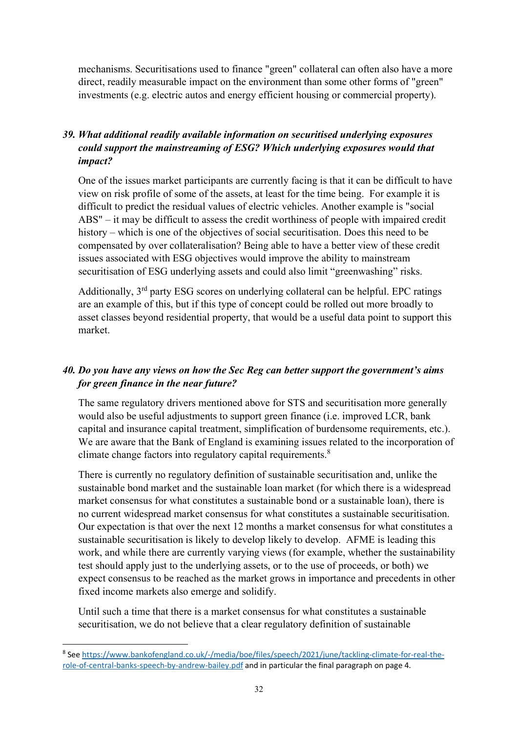mechanisms. Securitisations used to finance "green" collateral can often also have a more direct, readily measurable impact on the environment than some other forms of "green" investments (e.g. electric autos and energy efficient housing or commercial property).

### *39. What additional readily available information on securitised underlying exposures could support the mainstreaming of ESG? Which underlying exposures would that impact?*

One of the issues market participants are currently facing is that it can be difficult to have view on risk profile of some of the assets, at least for the time being. For example it is difficult to predict the residual values of electric vehicles. Another example is "social ABS" – it may be difficult to assess the credit worthiness of people with impaired credit history – which is one of the objectives of social securitisation. Does this need to be compensated by over collateralisation? Being able to have a better view of these credit issues associated with ESG objectives would improve the ability to mainstream securitisation of ESG underlying assets and could also limit "greenwashing" risks.

Additionally, 3rd party ESG scores on underlying collateral can be helpful. EPC ratings are an example of this, but if this type of concept could be rolled out more broadly to asset classes beyond residential property, that would be a useful data point to support this market.

### *40. Do you have any views on how the Sec Reg can better support the government's aims for green finance in the near future?*

The same regulatory drivers mentioned above for STS and securitisation more generally would also be useful adjustments to support green finance (i.e. improved LCR, bank capital and insurance capital treatment, simplification of burdensome requirements, etc.). We are aware that the Bank of England is examining issues related to the incorporation of climate change factors into regulatory capital requirements.[8]

There is currently no regulatory definition of sustainable securitisation and, unlike the sustainable bond market and the sustainable loan market (for which there is a widespread market consensus for what constitutes a sustainable bond or a sustainable loan), there is no current widespread market consensus for what constitutes a sustainable securitisation. Our expectation is that over the next 12 months a market consensus for what constitutes a sustainable securitisation is likely to develop likely to develop. AFME is leading this work, and while there are currently varying views (for example, whether the sustainability test should apply just to the underlying assets, or to the use of proceeds, or both) we expect consensus to be reached as the market grows in importance and precedents in other fixed income markets also emerge and solidify.

Until such a time that there is a market consensus for what constitutes a sustainable securitisation, we do not believe that a clear regulatory definition of sustainable

---

[8] See https://www.bankofengland.co.uk/-/media/boe/files/speech/2021/june/tackling-climate-for-real-the-role-of-central-banks-speech-by-andrew-bailey.pdf and in particular the final paragraph on page 4.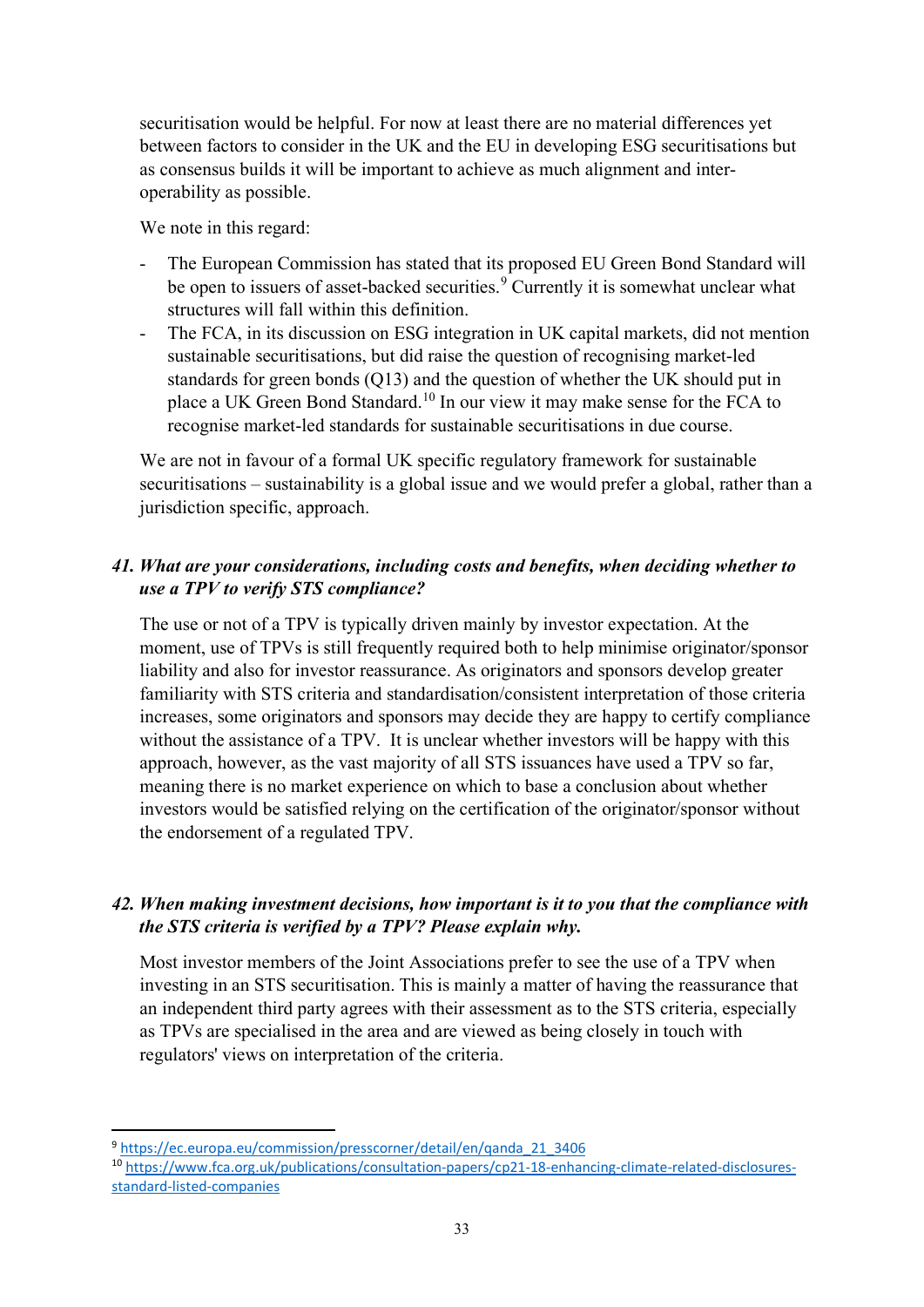securitisation would be helpful. For now at least there are no material differences yet between factors to consider in the UK and the EU in developing ESG securitisations but as consensus builds it will be important to achieve as much alignment and inter-operability as possible.

We note in this regard:

- The European Commission has stated that its proposed EU Green Bond Standard will be open to issuers of asset-backed securities.[9] Currently it is somewhat unclear what structures will fall within this definition.
- The FCA, in its discussion on ESG integration in UK capital markets, did not mention sustainable securitisations, but did raise the question of recognising market-led standards for green bonds (Q13) and the question of whether the UK should put in place a UK Green Bond Standard.[10] In our view it may make sense for the FCA to recognise market-led standards for sustainable securitisations in due course.

We are not in favour of a formal UK specific regulatory framework for sustainable securitisations – sustainability is a global issue and we would prefer a global, rather than a jurisdiction specific, approach.

***41. What are your considerations, including costs and benefits, when deciding whether to use a TPV to verify STS compliance?***

The use or not of a TPV is typically driven mainly by investor expectation. At the moment, use of TPVs is still frequently required both to help minimise originator/sponsor liability and also for investor reassurance. As originators and sponsors develop greater familiarity with STS criteria and standardisation/consistent interpretation of those criteria increases, some originators and sponsors may decide they are happy to certify compliance without the assistance of a TPV. It is unclear whether investors will be happy with this approach, however, as the vast majority of all STS issuances have used a TPV so far, meaning there is no market experience on which to base a conclusion about whether investors would be satisfied relying on the certification of the originator/sponsor without the endorsement of a regulated TPV.

***42. When making investment decisions, how important is it to you that the compliance with the STS criteria is verified by a TPV? Please explain why.***

Most investor members of the Joint Associations prefer to see the use of a TPV when investing in an STS securitisation. This is mainly a matter of having the reassurance that an independent third party agrees with their assessment as to the STS criteria, especially as TPVs are specialised in the area and are viewed as being closely in touch with regulators' views on interpretation of the criteria.

---

[9] https://ec.europa.eu/commission/presscorner/detail/en/qanda_21_3406

[10] https://www.fca.org.uk/publications/consultation-papers/cp21-18-enhancing-climate-related-disclosures-standard-listed-companies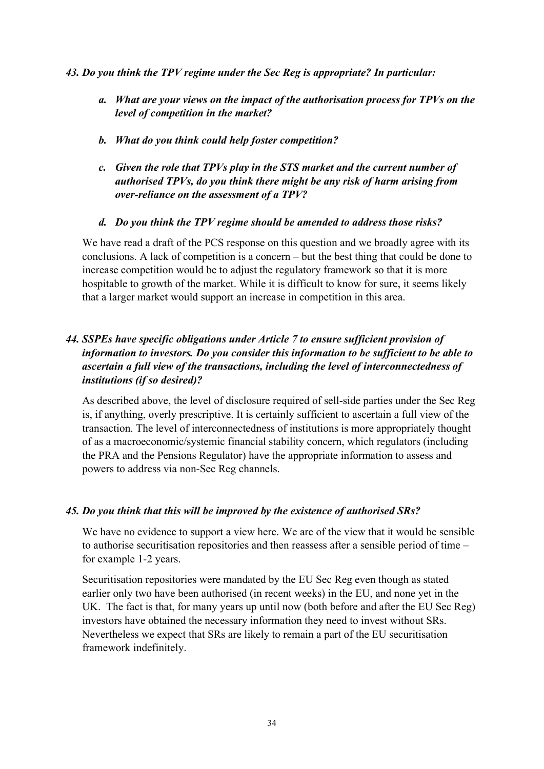***43. Do you think the TPV regime under the Sec Reg is appropriate? In particular:***

- ***a. What are your views on the impact of the authorisation process for TPVs on the level of competition in the market?***
- ***b. What do you think could help foster competition?***
- ***c. Given the role that TPVs play in the STS market and the current number of authorised TPVs, do you think there might be any risk of harm arising from over-reliance on the assessment of a TPV?***
- ***d. Do you think the TPV regime should be amended to address those risks?***

We have read a draft of the PCS response on this question and we broadly agree with its conclusions. A lack of competition is a concern – but the best thing that could be done to increase competition would be to adjust the regulatory framework so that it is more hospitable to growth of the market. While it is difficult to know for sure, it seems likely that a larger market would support an increase in competition in this area.

***44. SSPEs have specific obligations under Article 7 to ensure sufficient provision of information to investors. Do you consider this information to be sufficient to be able to ascertain a full view of the transactions, including the level of interconnectedness of institutions (if so desired)?***

As described above, the level of disclosure required of sell-side parties under the Sec Reg is, if anything, overly prescriptive. It is certainly sufficient to ascertain a full view of the transaction. The level of interconnectedness of institutions is more appropriately thought of as a macroeconomic/systemic financial stability concern, which regulators (including the PRA and the Pensions Regulator) have the appropriate information to assess and powers to address via non-Sec Reg channels.

***45. Do you think that this will be improved by the existence of authorised SRs?***

We have no evidence to support a view here. We are of the view that it would be sensible to authorise securitisation repositories and then reassess after a sensible period of time – for example 1-2 years.

Securitisation repositories were mandated by the EU Sec Reg even though as stated earlier only two have been authorised (in recent weeks) in the EU, and none yet in the UK. The fact is that, for many years up until now (both before and after the EU Sec Reg) investors have obtained the necessary information they need to invest without SRs. Nevertheless we expect that SRs are likely to remain a part of the EU securitisation framework indefinitely.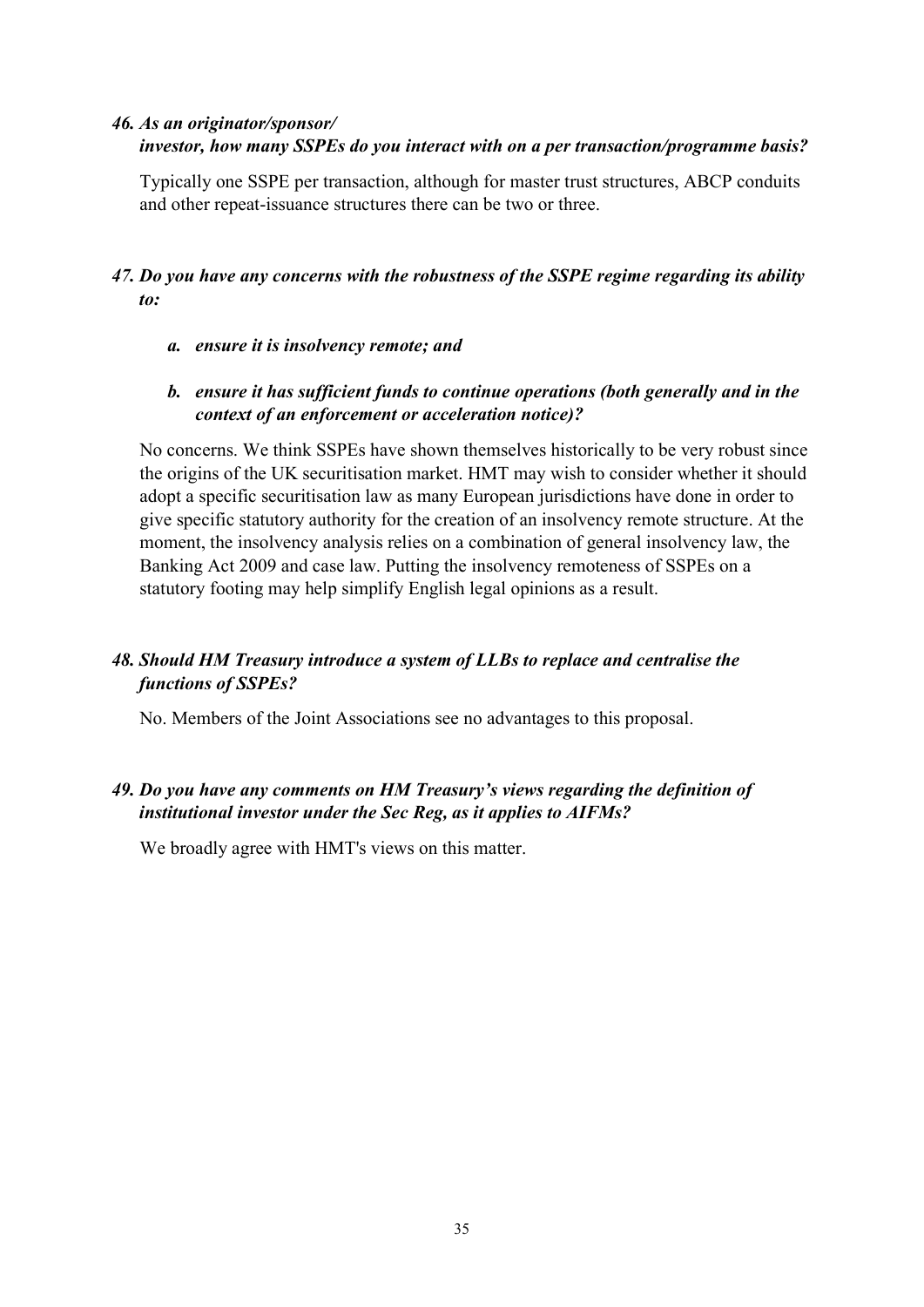***46. As an originator/sponsor/***
***investor, how many SSPEs do you interact with on a per transaction/programme basis?***

Typically one SSPE per transaction, although for master trust structures, ABCP conduits and other repeat-issuance structures there can be two or three.

***47. Do you have any concerns with the robustness of the SSPE regime regarding its ability to:***

- ***a. ensure it is insolvency remote; and***
- ***b. ensure it has sufficient funds to continue operations (both generally and in the context of an enforcement or acceleration notice)?***

No concerns. We think SSPEs have shown themselves historically to be very robust since the origins of the UK securitisation market. HMT may wish to consider whether it should adopt a specific securitisation law as many European jurisdictions have done in order to give specific statutory authority for the creation of an insolvency remote structure. At the moment, the insolvency analysis relies on a combination of general insolvency law, the Banking Act 2009 and case law. Putting the insolvency remoteness of SSPEs on a statutory footing may help simplify English legal opinions as a result.

***48. Should HM Treasury introduce a system of LLBs to replace and centralise the functions of SSPEs?***

No. Members of the Joint Associations see no advantages to this proposal.

***49. Do you have any comments on HM Treasury's views regarding the definition of institutional investor under the Sec Reg, as it applies to AIFMs?***

We broadly agree with HMT's views on this matter.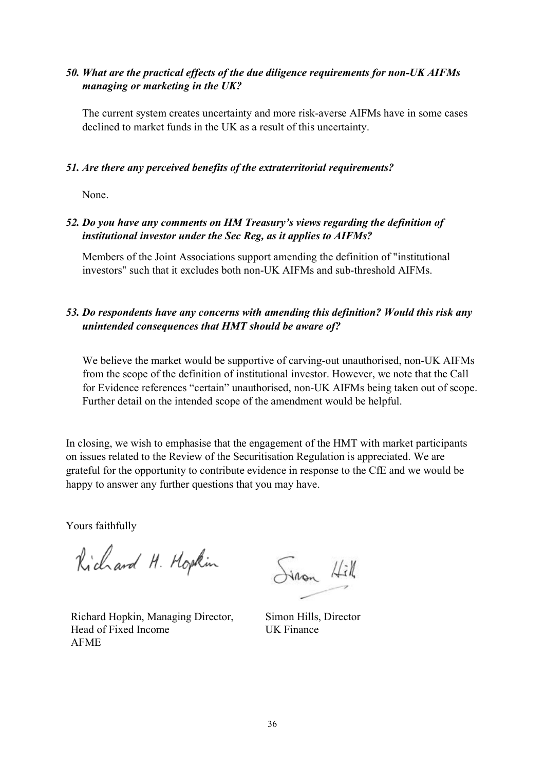*50. What are the practical effects of the due diligence requirements for non-UK AIFMs managing or marketing in the UK?*

The current system creates uncertainty and more risk-averse AIFMs have in some cases declined to market funds in the UK as a result of this uncertainty.

*51. Are there any perceived benefits of the extraterritorial requirements?*

None.

*52. Do you have any comments on HM Treasury's views regarding the definition of institutional investor under the Sec Reg, as it applies to AIFMs?*

Members of the Joint Associations support amending the definition of "institutional investors" such that it excludes both non-UK AIFMs and sub-threshold AIFMs.

*53. Do respondents have any concerns with amending this definition? Would this risk any unintended consequences that HMT should be aware of?*

We believe the market would be supportive of carving-out unauthorised, non-UK AIFMs from the scope of the definition of institutional investor. However, we note that the Call for Evidence references "certain" unauthorised, non-UK AIFMs being taken out of scope. Further detail on the intended scope of the amendment would be helpful.

In closing, we wish to emphasise that the engagement of the HMT with market participants on issues related to the Review of the Securitisation Regulation is appreciated. We are grateful for the opportunity to contribute evidence in response to the CfE and we would be happy to answer any further questions that you may have.

Yours faithfully

Richard Hopkin, Managing Director,
Head of Fixed Income
AFME

Simon Hills, Director
UK Finance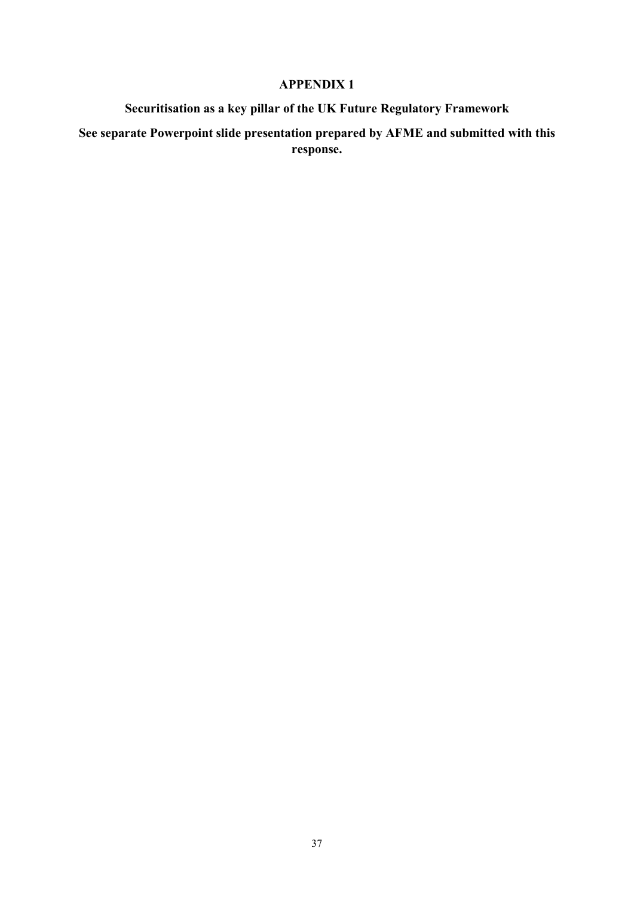# APPENDIX 1

## Securitisation as a key pillar of the UK Future Regulatory Framework

**See separate Powerpoint slide presentation prepared by AFME and submitted with this response.**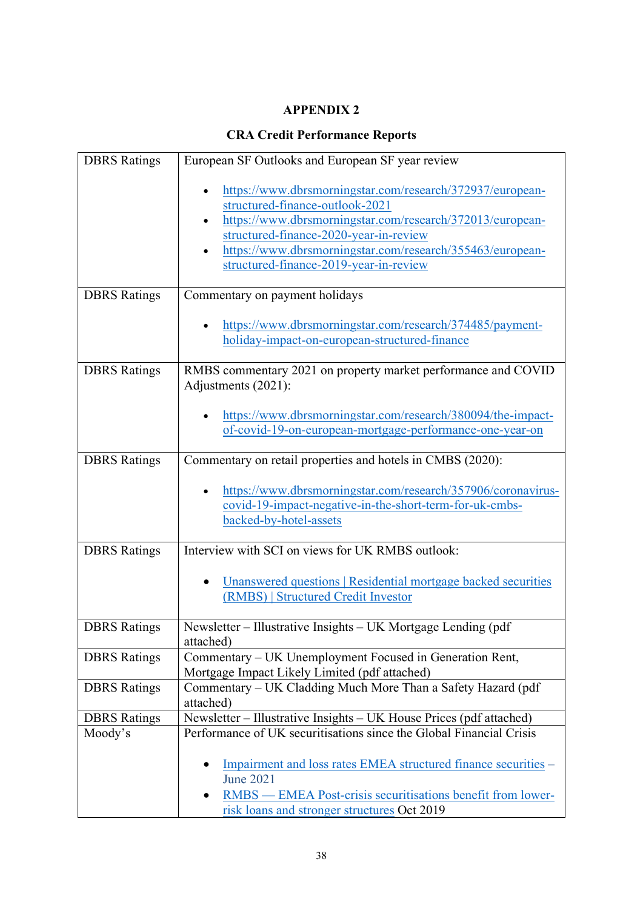# APPENDIX 2

## CRA Credit Performance Reports

| | |
|---|---|
| DBRS Ratings | European SF Outlooks and European SF year review<br><br>• https://www.dbrsmorningstar.com/research/372937/european-structured-finance-outlook-2021<br>• https://www.dbrsmorningstar.com/research/372013/european-structured-finance-2020-year-in-review<br>• https://www.dbrsmorningstar.com/research/355463/european-structured-finance-2019-year-in-review |
| DBRS Ratings | Commentary on payment holidays<br><br>• https://www.dbrsmorningstar.com/research/374485/payment-holiday-impact-on-european-structured-finance |
| DBRS Ratings | RMBS commentary 2021 on property market performance and COVID Adjustments (2021):<br><br>• https://www.dbrsmorningstar.com/research/380094/the-impact-of-covid-19-on-european-mortgage-performance-one-year-on |
| DBRS Ratings | Commentary on retail properties and hotels in CMBS (2020):<br><br>• https://www.dbrsmorningstar.com/research/357906/coronavirus-covid-19-impact-negative-in-the-short-term-for-uk-cmbs-backed-by-hotel-assets |
| DBRS Ratings | Interview with SCI on views for UK RMBS outlook:<br><br>• Unanswered questions \| Residential mortgage backed securities (RMBS) \| Structured Credit Investor |
| DBRS Ratings | Newsletter – Illustrative Insights – UK Mortgage Lending (pdf attached) |
| DBRS Ratings | Commentary – UK Unemployment Focused in Generation Rent, Mortgage Impact Likely Limited (pdf attached) |
| DBRS Ratings | Commentary – UK Cladding Much More Than a Safety Hazard (pdf attached) |
| DBRS Ratings | Newsletter – Illustrative Insights – UK House Prices (pdf attached) |
| Moody's | Performance of UK securitisations since the Global Financial Crisis<br><br>• Impairment and loss rates EMEA structured finance securities – June 2021<br>• RMBS — EMEA Post-crisis securitisations benefit from lower-risk loans and stronger structures Oct 2019 |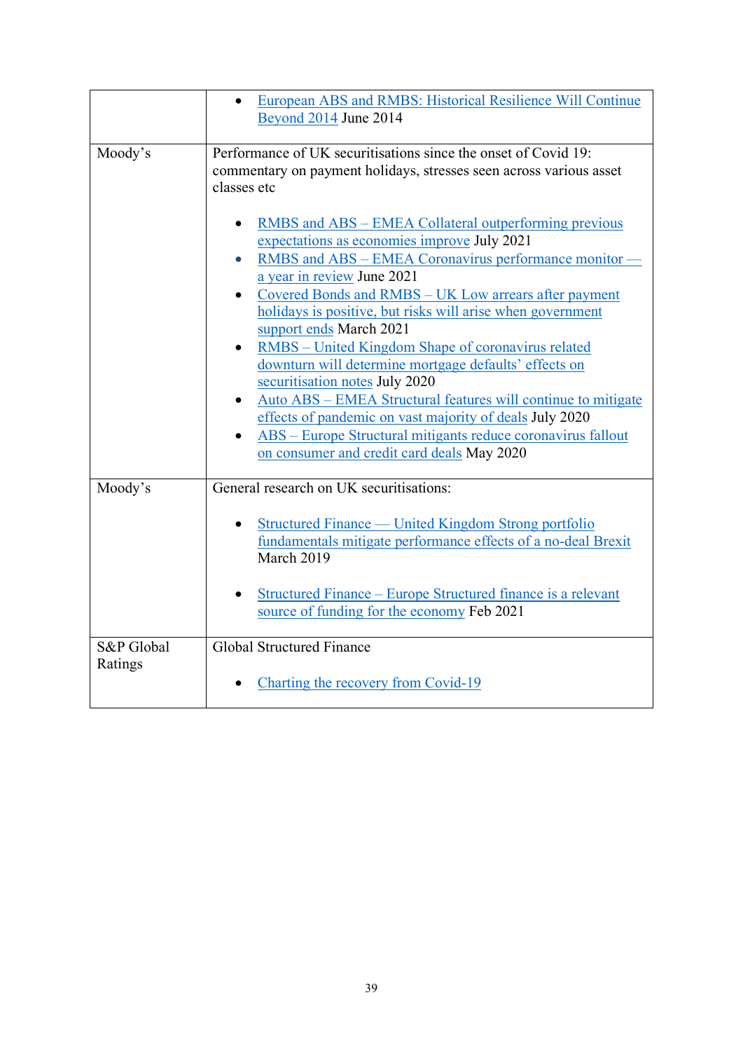| | |
|---|---|
| | • European ABS and RMBS: Historical Resilience Will Continue Beyond 2014 June 2014 |
| Moody's | Performance of UK securitisations since the onset of Covid 19: commentary on payment holidays, stresses seen across various asset classes etc<br><br>• RMBS and ABS – EMEA Collateral outperforming previous expectations as economies improve July 2021<br>• RMBS and ABS – EMEA Coronavirus performance monitor — a year in review June 2021<br>• Covered Bonds and RMBS – UK Low arrears after payment holidays is positive, but risks will arise when government support ends March 2021<br>• RMBS – United Kingdom Shape of coronavirus related downturn will determine mortgage defaults' effects on securitisation notes July 2020<br>• Auto ABS – EMEA Structural features will continue to mitigate effects of pandemic on vast majority of deals July 2020<br>• ABS – Europe Structural mitigants reduce coronavirus fallout on consumer and credit card deals May 2020 |
| Moody's | General research on UK securitisations:<br><br>• Structured Finance — United Kingdom Strong portfolio fundamentals mitigate performance effects of a no-deal Brexit March 2019<br><br>• Structured Finance – Europe Structured finance is a relevant source of funding for the economy Feb 2021 |
| S&P Global Ratings | Global Structured Finance<br><br>• Charting the recovery from Covid-19 |